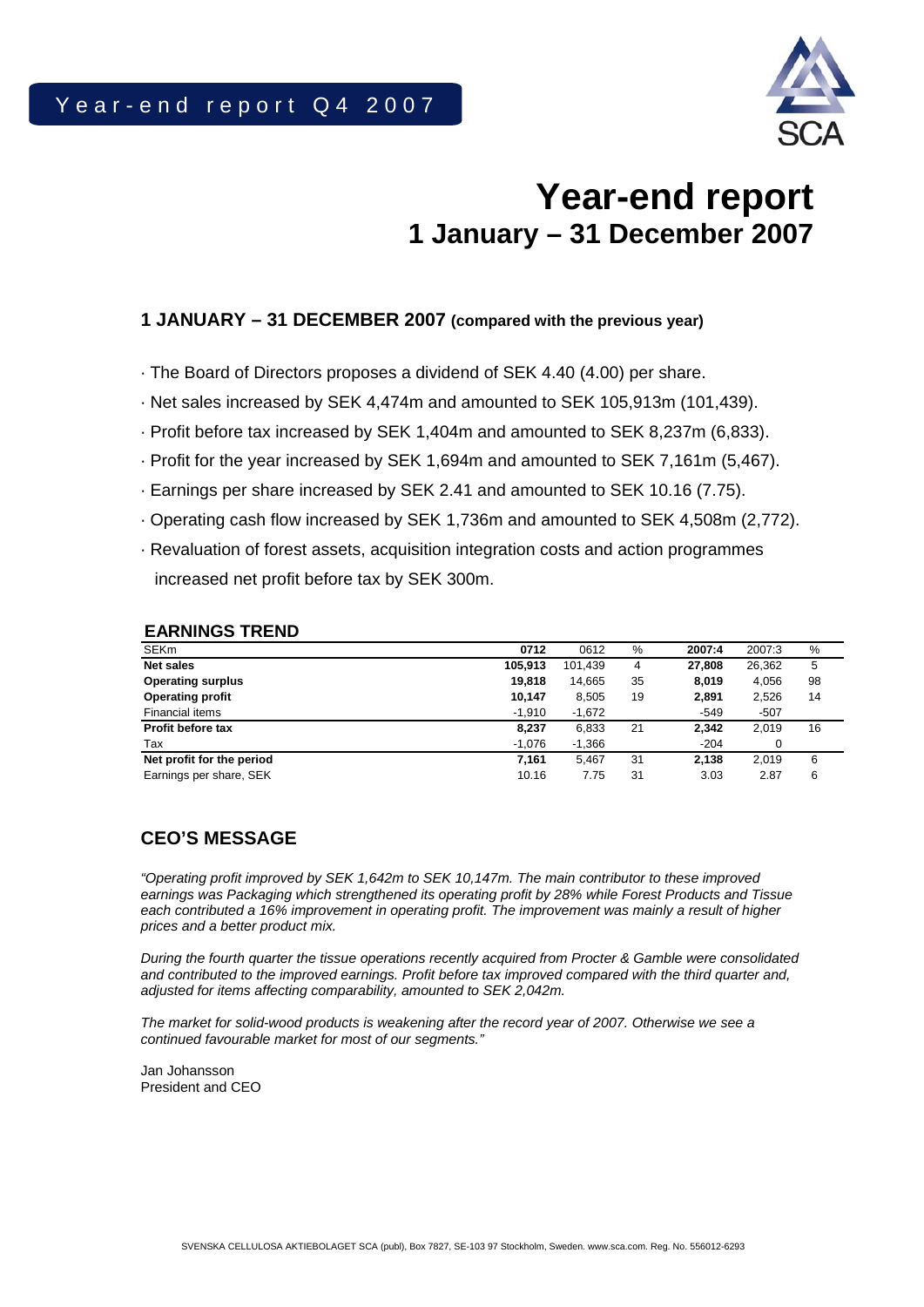Year-end report Q4 2007

# Year-end report
## 1 January – 31 December 2007

### 1 JANUARY – 31 DECEMBER 2007 (compared with the previous year)

- The Board of Directors proposes a dividend of SEK 4.40 (4.00) per share.
- Net sales increased by SEK 4,474m and amounted to SEK 105,913m (101,439).
- Profit before tax increased by SEK 1,404m and amounted to SEK 8,237m (6,833).
- Profit for the year increased by SEK 1,694m and amounted to SEK 7,161m (5,467).
- Earnings per share increased by SEK 2.41 and amounted to SEK 10.16 (7.75).
- Operating cash flow increased by SEK 1,736m and amounted to SEK 4,508m (2,772).
- Revaluation of forest assets, acquisition integration costs and action programmes increased net profit before tax by SEK 300m.

### EARNINGS TREND

| SEKm | 0712 | 0612 | % | 2007:4 | 2007:3 | % |
|---|---|---|---|---|---|---|
| **Net sales** | **105,913** | 101,439 | 4 | **27,808** | 26,362 | 5 |
| **Operating surplus** | **19,818** | 14,665 | 35 | **8,019** | 4,056 | 98 |
| **Operating profit** | **10,147** | 8,505 | 19 | **2,891** | 2,526 | 14 |
| Financial items | -1,910 | -1,672 | | -549 | -507 | |
| **Profit before tax** | **8,237** | 6,833 | 21 | **2,342** | 2,019 | 16 |
| Tax | -1,076 | -1,366 | | -204 | 0 | |
| **Net profit for the period** | **7,161** | 5,467 | 31 | **2,138** | 2,019 | 6 |
| Earnings per share, SEK | 10.16 | 7.75 | 31 | 3.03 | 2.87 | 6 |

### CEO'S MESSAGE

*"Operating profit improved by SEK 1,642m to SEK 10,147m. The main contributor to these improved earnings was Packaging which strengthened its operating profit by 28% while Forest Products and Tissue each contributed a 16% improvement in operating profit. The improvement was mainly a result of higher prices and a better product mix.*

*During the fourth quarter the tissue operations recently acquired from Procter & Gamble were consolidated and contributed to the improved earnings. Profit before tax improved compared with the third quarter and, adjusted for items affecting comparability, amounted to SEK 2,042m.*

*The market for solid-wood products is weakening after the record year of 2007. Otherwise we see a continued favourable market for most of our segments."*

Jan Johansson
President and CEO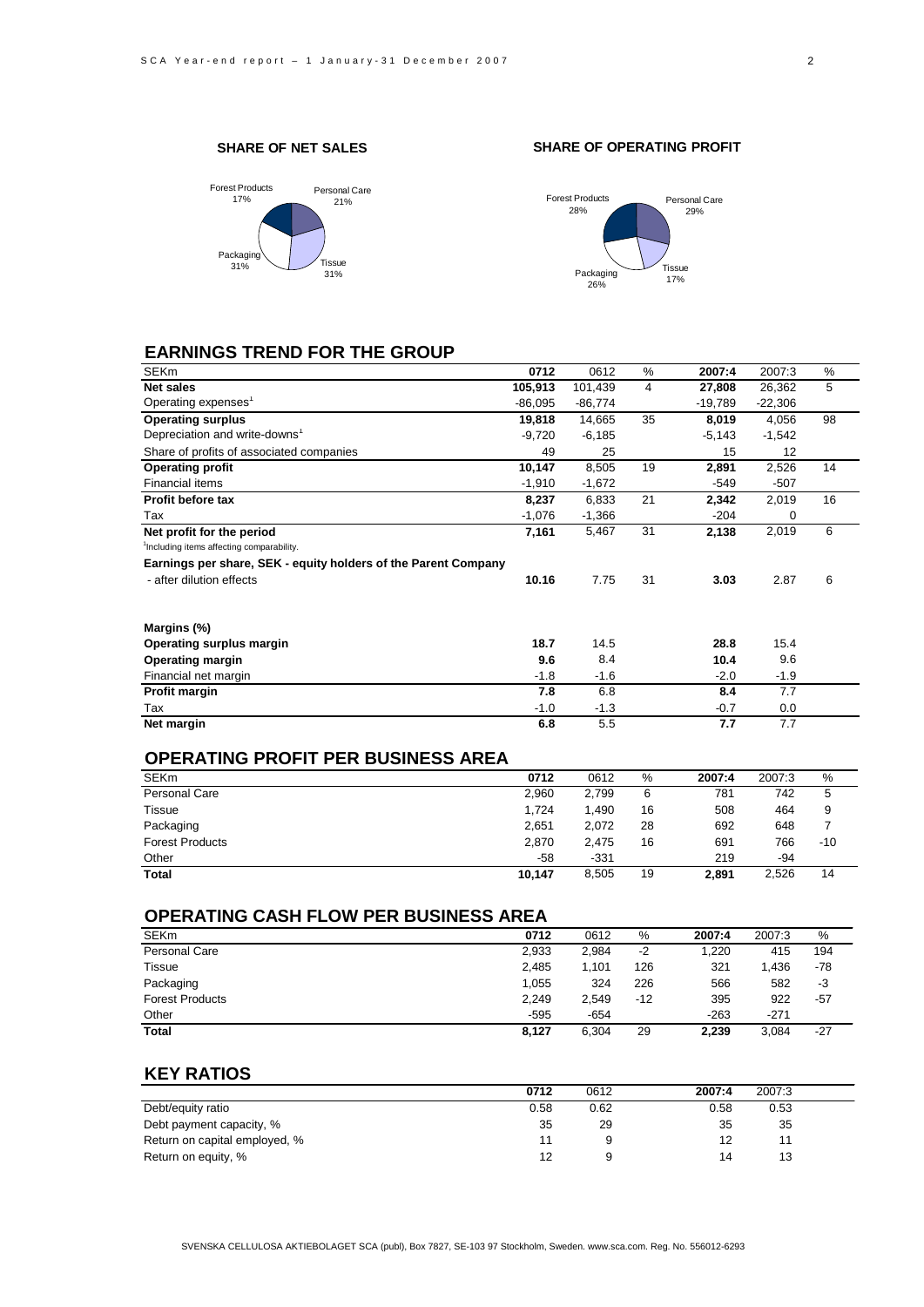**SHARE OF NET SALES**

Forest Products 17%, Personal Care 21%, Tissue 31%, Packaging 31%

**SHARE OF OPERATING PROFIT**

Forest Products 28%, Personal Care 29%, Tissue 17%, Packaging 26%

## EARNINGS TREND FOR THE GROUP

| SEKm | 0712 | 0612 | % | 2007:4 | 2007:3 | % |
|---|---|---|---|---|---|---|
| **Net sales** | **105,913** | 101,439 | 4 | **27,808** | 26,362 | 5 |
| Operating expenses[1] | -86,095 | -86,774 | | -19,789 | -22,306 | |
| **Operating surplus** | **19,818** | 14,665 | 35 | **8,019** | 4,056 | 98 |
| Depreciation and write-downs[1] | -9,720 | -6,185 | | -5,143 | -1,542 | |
| Share of profits of associated companies | 49 | 25 | | 15 | 12 | |
| **Operating profit** | **10,147** | 8,505 | 19 | **2,891** | 2,526 | 14 |
| Financial items | -1,910 | -1,672 | | -549 | -507 | |
| **Profit before tax** | **8,237** | 6,833 | 21 | **2,342** | 2,019 | 16 |
| Tax | -1,076 | -1,366 | | -204 | 0 | |
| **Net profit for the period** | **7,161** | 5,467 | 31 | **2,138** | 2,019 | 6 |
| [1]Including items affecting comparability. | | | | | | |
| **Earnings per share, SEK - equity holders of the Parent Company** | | | | | | |
| - after dilution effects | **10.16** | 7.75 | 31 | **3.03** | 2.87 | 6 |
| | | | | | | |
| **Margins (%)** | | | | | | |
| **Operating surplus margin** | **18.7** | 14.5 | | **28.8** | 15.4 | |
| **Operating margin** | **9.6** | 8.4 | | **10.4** | 9.6 | |
| Financial net margin | -1.8 | -1.6 | | -2.0 | -1.9 | |
| **Profit margin** | **7.8** | 6.8 | | **8.4** | 7.7 | |
| Tax | -1.0 | -1.3 | | -0.7 | 0.0 | |
| **Net margin** | **6.8** | 5.5 | | **7.7** | 7.7 | |

## OPERATING PROFIT PER BUSINESS AREA

| SEKm | 0712 | 0612 | % | 2007:4 | 2007:3 | % |
|---|---|---|---|---|---|---|
| Personal Care | 2,960 | 2,799 | 6 | 781 | 742 | 5 |
| Tissue | 1,724 | 1,490 | 16 | 508 | 464 | 9 |
| Packaging | 2,651 | 2,072 | 28 | 692 | 648 | 7 |
| Forest Products | 2,870 | 2,475 | 16 | 691 | 766 | -10 |
| Other | -58 | -331 | | 219 | -94 | |
| **Total** | **10,147** | 8,505 | 19 | **2,891** | 2,526 | 14 |

## OPERATING CASH FLOW PER BUSINESS AREA

| SEKm | 0712 | 0612 | % | 2007:4 | 2007:3 | % |
|---|---|---|---|---|---|---|
| Personal Care | 2,933 | 2,984 | -2 | 1,220 | 415 | 194 |
| Tissue | 2,485 | 1,101 | 126 | 321 | 1,436 | -78 |
| Packaging | 1,055 | 324 | 226 | 566 | 582 | -3 |
| Forest Products | 2,249 | 2,549 | -12 | 395 | 922 | -57 |
| Other | -595 | -654 | | -263 | -271 | |
| **Total** | **8,127** | 6,304 | 29 | **2,239** | 3,084 | -27 |

## KEY RATIOS

| | 0712 | 0612 | 2007:4 | 2007:3 |
|---|---|---|---|---|
| Debt/equity ratio | 0.58 | 0.62 | 0.58 | 0.53 |
| Debt payment capacity, % | 35 | 29 | 35 | 35 |
| Return on capital employed, % | 11 | 9 | 12 | 11 |
| Return on equity, % | 12 | 9 | 14 | 13 |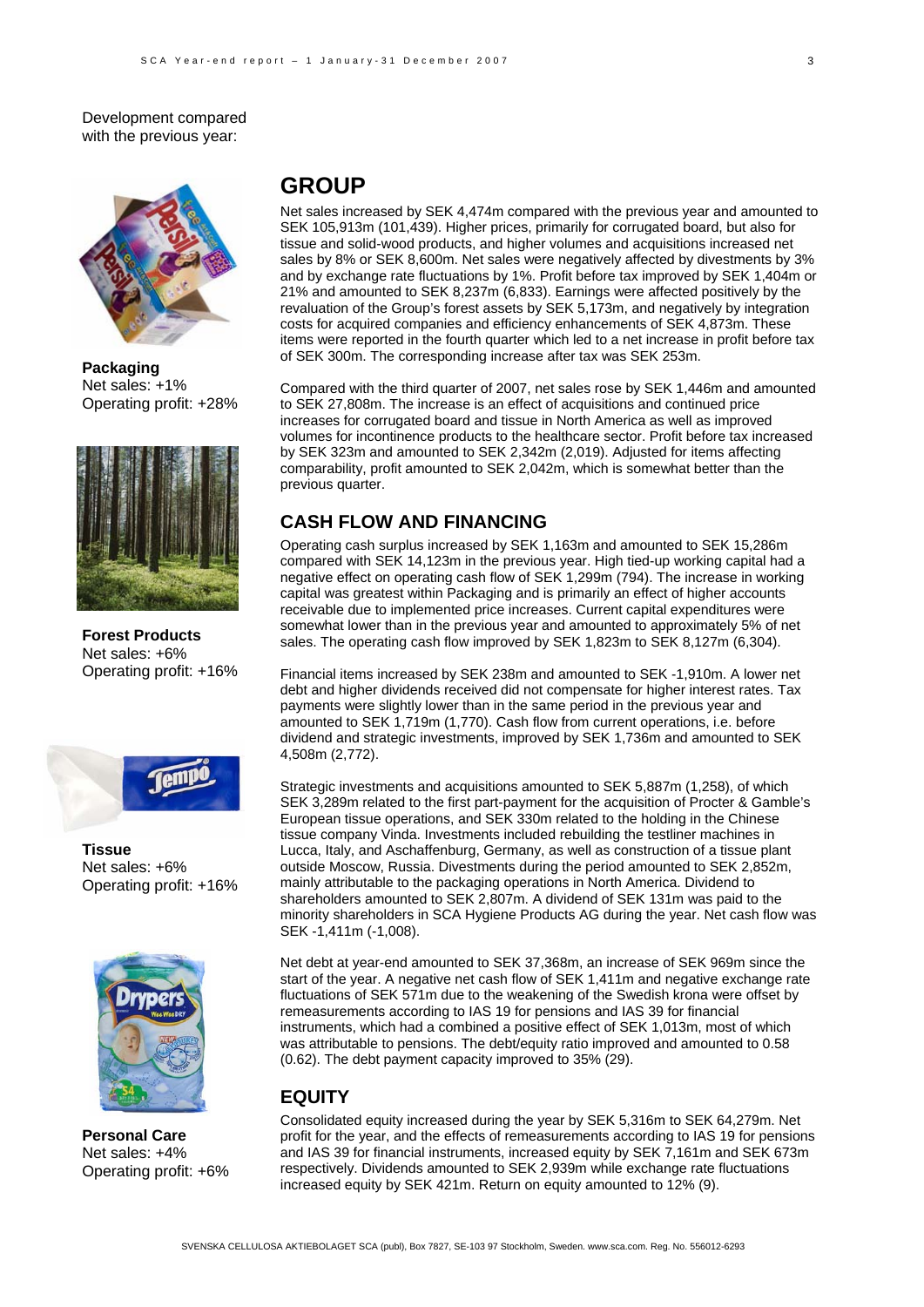Development compared with the previous year:

**Packaging**
Net sales: +1%
Operating profit: +28%

**Forest Products**
Net sales: +6%
Operating profit: +16%

**Tissue**
Net sales: +6%
Operating profit: +16%

**Personal Care**
Net sales: +4%
Operating profit: +6%

## GROUP

Net sales increased by SEK 4,474m compared with the previous year and amounted to SEK 105,913m (101,439). Higher prices, primarily for corrugated board, but also for tissue and solid-wood products, and higher volumes and acquisitions increased net sales by 8% or SEK 8,600m. Net sales were negatively affected by divestments by 3% and by exchange rate fluctuations by 1%. Profit before tax improved by SEK 1,404m or 21% and amounted to SEK 8,237m (6,833). Earnings were affected positively by the revaluation of the Group's forest assets by SEK 5,173m, and negatively by integration costs for acquired companies and efficiency enhancements of SEK 4,873m. These items were reported in the fourth quarter which led to a net increase in profit before tax of SEK 300m. The corresponding increase after tax was SEK 253m.

Compared with the third quarter of 2007, net sales rose by SEK 1,446m and amounted to SEK 27,808m. The increase is an effect of acquisitions and continued price increases for corrugated board and tissue in North America as well as improved volumes for incontinence products to the healthcare sector. Profit before tax increased by SEK 323m and amounted to SEK 2,342m (2,019). Adjusted for items affecting comparability, profit amounted to SEK 2,042m, which is somewhat better than the previous quarter.

## CASH FLOW AND FINANCING

Operating cash surplus increased by SEK 1,163m and amounted to SEK 15,286m compared with SEK 14,123m in the previous year. High tied-up working capital had a negative effect on operating cash flow of SEK 1,299m (794). The increase in working capital was greatest within Packaging and is primarily an effect of higher accounts receivable due to implemented price increases. Current capital expenditures were somewhat lower than in the previous year and amounted to approximately 5% of net sales. The operating cash flow improved by SEK 1,823m to SEK 8,127m (6,304).

Financial items increased by SEK 238m and amounted to SEK -1,910m. A lower net debt and higher dividends received did not compensate for higher interest rates. Tax payments were slightly lower than in the same period in the previous year and amounted to SEK 1,719m (1,770). Cash flow from current operations, i.e. before dividend and strategic investments, improved by SEK 1,736m and amounted to SEK 4,508m (2,772).

Strategic investments and acquisitions amounted to SEK 5,887m (1,258), of which SEK 3,289m related to the first part-payment for the acquisition of Procter & Gamble's European tissue operations, and SEK 330m related to the holding in the Chinese tissue company Vinda. Investments included rebuilding the testliner machines in Lucca, Italy, and Aschaffenburg, Germany, as well as construction of a tissue plant outside Moscow, Russia. Divestments during the period amounted to SEK 2,852m, mainly attributable to the packaging operations in North America. Dividend to shareholders amounted to SEK 2,807m. A dividend of SEK 131m was paid to the minority shareholders in SCA Hygiene Products AG during the year. Net cash flow was SEK -1,411m (-1,008).

Net debt at year-end amounted to SEK 37,368m, an increase of SEK 969m since the start of the year. A negative net cash flow of SEK 1,411m and negative exchange rate fluctuations of SEK 571m due to the weakening of the Swedish krona were offset by remeasurements according to IAS 19 for pensions and IAS 39 for financial instruments, which had a combined a positive effect of SEK 1,013m, most of which was attributable to pensions. The debt/equity ratio improved and amounted to 0.58 (0.62). The debt payment capacity improved to 35% (29).

## EQUITY

Consolidated equity increased during the year by SEK 5,316m to SEK 64,279m. Net profit for the year, and the effects of remeasurements according to IAS 19 for pensions and IAS 39 for financial instruments, increased equity by SEK 7,161m and SEK 673m respectively. Dividends amounted to SEK 2,939m while exchange rate fluctuations increased equity by SEK 421m. Return on equity amounted to 12% (9).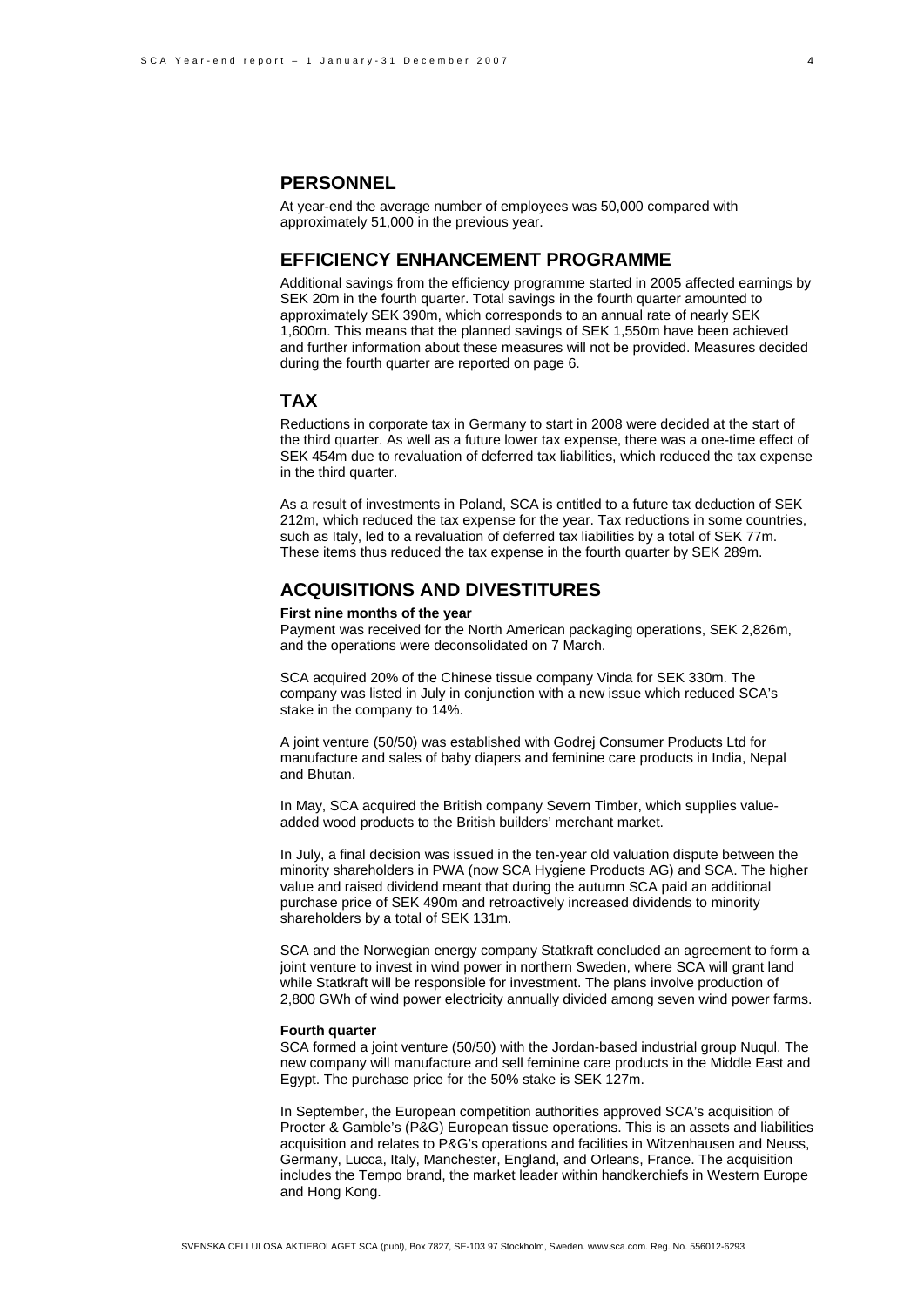## PERSONNEL

At year-end the average number of employees was 50,000 compared with approximately 51,000 in the previous year.

## EFFICIENCY ENHANCEMENT PROGRAMME

Additional savings from the efficiency programme started in 2005 affected earnings by SEK 20m in the fourth quarter. Total savings in the fourth quarter amounted to approximately SEK 390m, which corresponds to an annual rate of nearly SEK 1,600m. This means that the planned savings of SEK 1,550m have been achieved and further information about these measures will not be provided. Measures decided during the fourth quarter are reported on page 6.

## TAX

Reductions in corporate tax in Germany to start in 2008 were decided at the start of the third quarter. As well as a future lower tax expense, there was a one-time effect of SEK 454m due to revaluation of deferred tax liabilities, which reduced the tax expense in the third quarter.

As a result of investments in Poland, SCA is entitled to a future tax deduction of SEK 212m, which reduced the tax expense for the year. Tax reductions in some countries, such as Italy, led to a revaluation of deferred tax liabilities by a total of SEK 77m. These items thus reduced the tax expense in the fourth quarter by SEK 289m.

## ACQUISITIONS AND DIVESTITURES

**First nine months of the year**

Payment was received for the North American packaging operations, SEK 2,826m, and the operations were deconsolidated on 7 March.

SCA acquired 20% of the Chinese tissue company Vinda for SEK 330m. The company was listed in July in conjunction with a new issue which reduced SCA's stake in the company to 14%.

A joint venture (50/50) was established with Godrej Consumer Products Ltd for manufacture and sales of baby diapers and feminine care products in India, Nepal and Bhutan.

In May, SCA acquired the British company Severn Timber, which supplies value-added wood products to the British builders' merchant market.

In July, a final decision was issued in the ten-year old valuation dispute between the minority shareholders in PWA (now SCA Hygiene Products AG) and SCA. The higher value and raised dividend meant that during the autumn SCA paid an additional purchase price of SEK 490m and retroactively increased dividends to minority shareholders by a total of SEK 131m.

SCA and the Norwegian energy company Statkraft concluded an agreement to form a joint venture to invest in wind power in northern Sweden, where SCA will grant land while Statkraft will be responsible for investment. The plans involve production of 2,800 GWh of wind power electricity annually divided among seven wind power farms.

**Fourth quarter**

SCA formed a joint venture (50/50) with the Jordan-based industrial group Nuqul. The new company will manufacture and sell feminine care products in the Middle East and Egypt. The purchase price for the 50% stake is SEK 127m.

In September, the European competition authorities approved SCA's acquisition of Procter & Gamble's (P&G) European tissue operations. This is an assets and liabilities acquisition and relates to P&G's operations and facilities in Witzenhausen and Neuss, Germany, Lucca, Italy, Manchester, England, and Orleans, France. The acquisition includes the Tempo brand, the market leader within handkerchiefs in Western Europe and Hong Kong.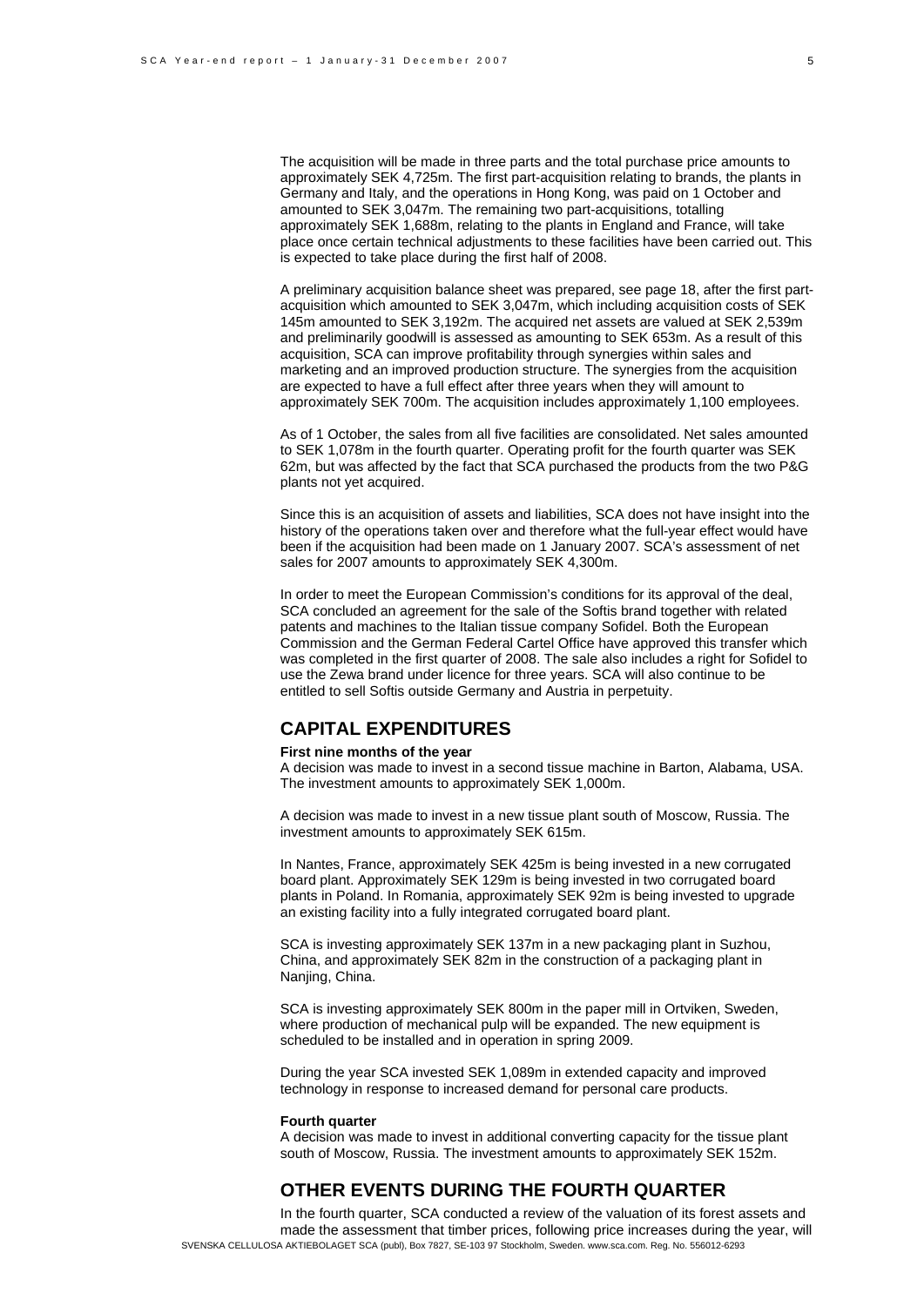The acquisition will be made in three parts and the total purchase price amounts to approximately SEK 4,725m. The first part-acquisition relating to brands, the plants in Germany and Italy, and the operations in Hong Kong, was paid on 1 October and amounted to SEK 3,047m. The remaining two part-acquisitions, totalling approximately SEK 1,688m, relating to the plants in England and France, will take place once certain technical adjustments to these facilities have been carried out. This is expected to take place during the first half of 2008.

A preliminary acquisition balance sheet was prepared, see page 18, after the first part-acquisition which amounted to SEK 3,047m, which including acquisition costs of SEK 145m amounted to SEK 3,192m. The acquired net assets are valued at SEK 2,539m and preliminarily goodwill is assessed as amounting to SEK 653m. As a result of this acquisition, SCA can improve profitability through synergies within sales and marketing and an improved production structure. The synergies from the acquisition are expected to have a full effect after three years when they will amount to approximately SEK 700m. The acquisition includes approximately 1,100 employees.

As of 1 October, the sales from all five facilities are consolidated. Net sales amounted to SEK 1,078m in the fourth quarter. Operating profit for the fourth quarter was SEK 62m, but was affected by the fact that SCA purchased the products from the two P&G plants not yet acquired.

Since this is an acquisition of assets and liabilities, SCA does not have insight into the history of the operations taken over and therefore what the full-year effect would have been if the acquisition had been made on 1 January 2007. SCA's assessment of net sales for 2007 amounts to approximately SEK 4,300m.

In order to meet the European Commission's conditions for its approval of the deal, SCA concluded an agreement for the sale of the Softis brand together with related patents and machines to the Italian tissue company Sofidel. Both the European Commission and the German Federal Cartel Office have approved this transfer which was completed in the first quarter of 2008. The sale also includes a right for Sofidel to use the Zewa brand under licence for three years. SCA will also continue to be entitled to sell Softis outside Germany and Austria in perpetuity.

## CAPITAL EXPENDITURES

**First nine months of the year**

A decision was made to invest in a second tissue machine in Barton, Alabama, USA. The investment amounts to approximately SEK 1,000m.

A decision was made to invest in a new tissue plant south of Moscow, Russia. The investment amounts to approximately SEK 615m.

In Nantes, France, approximately SEK 425m is being invested in a new corrugated board plant. Approximately SEK 129m is being invested in two corrugated board plants in Poland. In Romania, approximately SEK 92m is being invested to upgrade an existing facility into a fully integrated corrugated board plant.

SCA is investing approximately SEK 137m in a new packaging plant in Suzhou, China, and approximately SEK 82m in the construction of a packaging plant in Nanjing, China.

SCA is investing approximately SEK 800m in the paper mill in Ortviken, Sweden, where production of mechanical pulp will be expanded. The new equipment is scheduled to be installed and in operation in spring 2009.

During the year SCA invested SEK 1,089m in extended capacity and improved technology in response to increased demand for personal care products.

**Fourth quarter**

A decision was made to invest in additional converting capacity for the tissue plant south of Moscow, Russia. The investment amounts to approximately SEK 152m.

## OTHER EVENTS DURING THE FOURTH QUARTER

In the fourth quarter, SCA conducted a review of the valuation of its forest assets and made the assessment that timber prices, following price increases during the year, will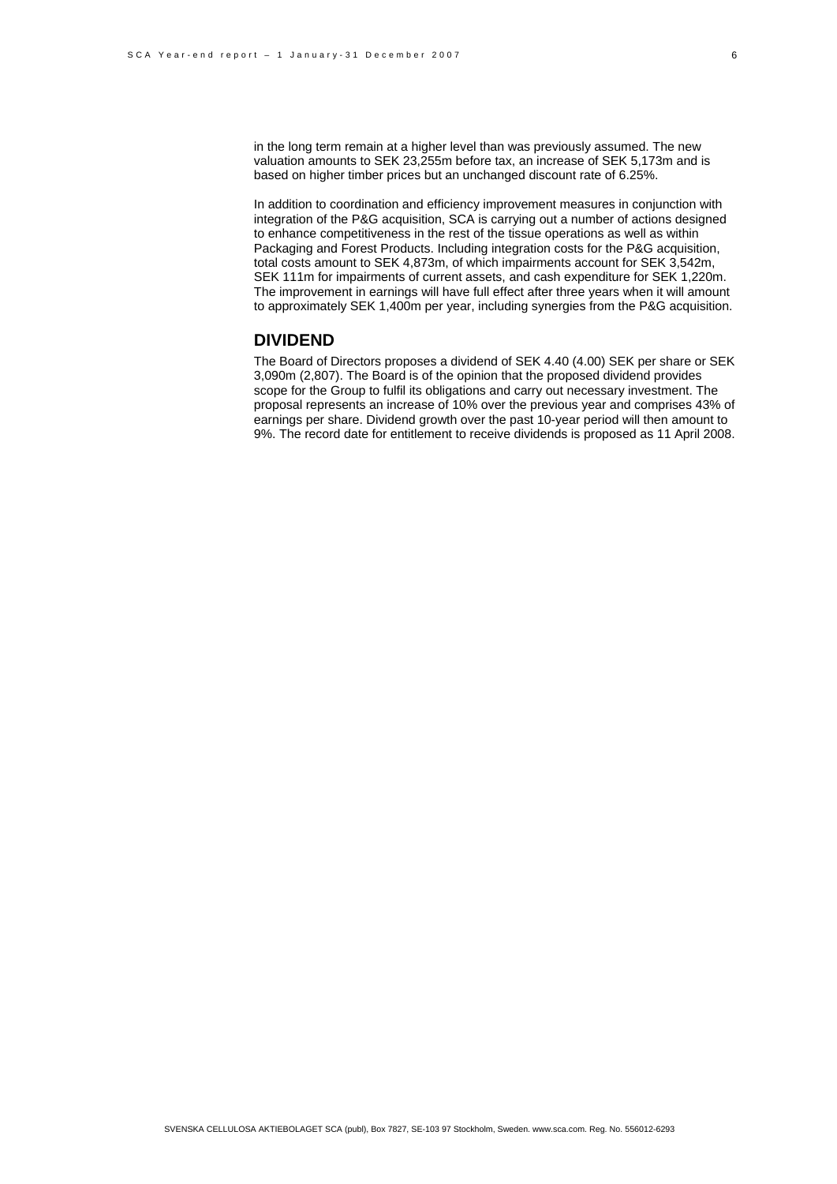in the long term remain at a higher level than was previously assumed. The new valuation amounts to SEK 23,255m before tax, an increase of SEK 5,173m and is based on higher timber prices but an unchanged discount rate of 6.25%.

In addition to coordination and efficiency improvement measures in conjunction with integration of the P&G acquisition, SCA is carrying out a number of actions designed to enhance competitiveness in the rest of the tissue operations as well as within Packaging and Forest Products. Including integration costs for the P&G acquisition, total costs amount to SEK 4,873m, of which impairments account for SEK 3,542m, SEK 111m for impairments of current assets, and cash expenditure for SEK 1,220m. The improvement in earnings will have full effect after three years when it will amount to approximately SEK 1,400m per year, including synergies from the P&G acquisition.

## DIVIDEND

The Board of Directors proposes a dividend of SEK 4.40 (4.00) SEK per share or SEK 3,090m (2,807). The Board is of the opinion that the proposed dividend provides scope for the Group to fulfil its obligations and carry out necessary investment. The proposal represents an increase of 10% over the previous year and comprises 43% of earnings per share. Dividend growth over the past 10-year period will then amount to 9%. The record date for entitlement to receive dividends is proposed as 11 April 2008.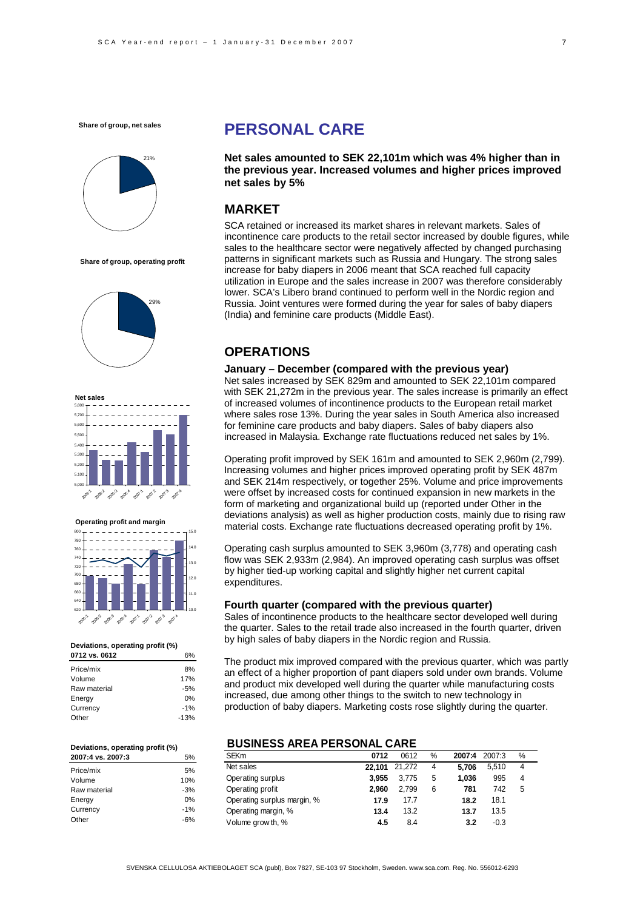**Share of group, net sales**

21%

**Share of group, operating profit**

29%

**Net sales**

**Operating profit and margin**

**Deviations, operating profit (%)**

| 0712 vs. 0612 | 6% |
|---|---|
| Price/mix | 8% |
| Volume | 17% |
| Raw material | -5% |
| Energy | 0% |
| Currency | -1% |
| Other | -13% |

**Deviations, operating profit (%)**

| 2007:4 vs. 2007:3 | 5% |
|---|---|
| Price/mix | 5% |
| Volume | 10% |
| Raw material | -3% |
| Energy | 0% |
| Currency | -1% |
| Other | -6% |

# PERSONAL CARE

**Net sales amounted to SEK 22,101m which was 4% higher than in the previous year. Increased volumes and higher prices improved net sales by 5%**

## MARKET

SCA retained or increased its market shares in relevant markets. Sales of incontinence care products to the retail sector increased by double figures, while sales to the healthcare sector were negatively affected by changed purchasing patterns in significant markets such as Russia and Hungary. The strong sales increase for baby diapers in 2006 meant that SCA reached full capacity utilization in Europe and the sales increase in 2007 was therefore considerably lower. SCA's Libero brand continued to perform well in the Nordic region and Russia. Joint ventures were formed during the year for sales of baby diapers (India) and feminine care products (Middle East).

## OPERATIONS

### January – December (compared with the previous year)

Net sales increased by SEK 829m and amounted to SEK 22,101m compared with SEK 21,272m in the previous year. The sales increase is primarily an effect of increased volumes of incontinence products to the European retail market where sales rose 13%. During the year sales in South America also increased for feminine care products and baby diapers. Sales of baby diapers also increased in Malaysia. Exchange rate fluctuations reduced net sales by 1%.

Operating profit improved by SEK 161m and amounted to SEK 2,960m (2,799). Increasing volumes and higher prices improved operating profit by SEK 487m and SEK 214m respectively, or together 25%. Volume and price improvements were offset by increased costs for continued expansion in new markets in the form of marketing and organizational build up (reported under Other in the deviations analysis) as well as higher production costs, mainly due to rising raw material costs. Exchange rate fluctuations decreased operating profit by 1%.

Operating cash surplus amounted to SEK 3,960m (3,778) and operating cash flow was SEK 2,933m (2,984). An improved operating cash surplus was offset by higher tied-up working capital and slightly higher net current capital expenditures.

### Fourth quarter (compared with the previous quarter)

Sales of incontinence products to the healthcare sector developed well during the quarter. Sales to the retail trade also increased in the fourth quarter, driven by high sales of baby diapers in the Nordic region and Russia.

The product mix improved compared with the previous quarter, which was partly an effect of a higher proportion of pant diapers sold under own brands. Volume and product mix developed well during the quarter while manufacturing costs increased, due among other things to the switch to new technology in production of baby diapers. Marketing costs rose slightly during the quarter.

### BUSINESS AREA PERSONAL CARE

| SEKm | 0712 | 0612 | % | 2007:4 | 2007:3 | % |
|---|---|---|---|---|---|---|
| Net sales | **22,101** | 21,272 | 4 | **5,706** | 5,510 | 4 |
| Operating surplus | **3,955** | 3,775 | 5 | **1,036** | 995 | 4 |
| Operating profit | **2,960** | 2,799 | 6 | **781** | 742 | 5 |
| Operating surplus margin, % | **17.9** | 17.7 | | **18.2** | 18.1 | |
| Operating margin, % | **13.4** | 13.2 | | **13.7** | 13.5 | |
| Volume growth, % | **4.5** | 8.4 | | **3.2** | -0.3 | |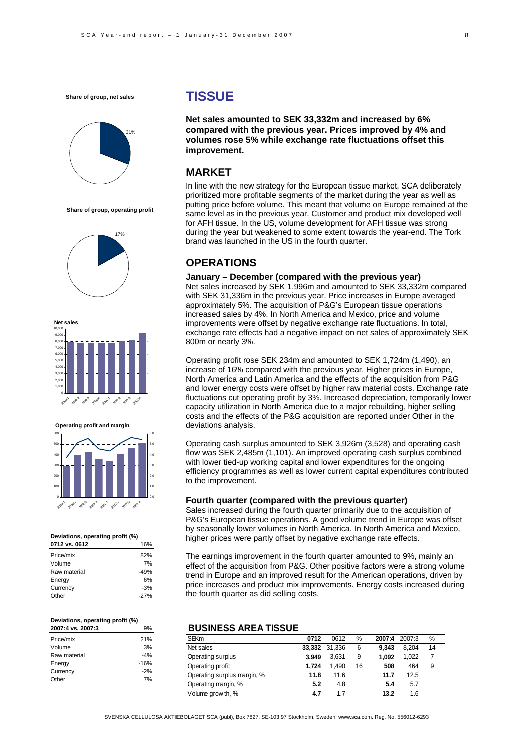# TISSUE

**Net sales amounted to SEK 33,332m and increased by 6% compared with the previous year. Prices improved by 4% and volumes rose 5% while exchange rate fluctuations offset this improvement.**

## MARKET

In line with the new strategy for the European tissue market, SCA deliberately prioritized more profitable segments of the market during the year as well as putting price before volume. This meant that volume on Europe remained at the same level as in the previous year. Customer and product mix developed well for AFH tissue. In the US, volume development for AFH tissue was strong during the year but weakened to some extent towards the year-end. The Tork brand was launched in the US in the fourth quarter.

## OPERATIONS

### January – December (compared with the previous year)

Net sales increased by SEK 1,996m and amounted to SEK 33,332m compared with SEK 31,336m in the previous year. Price increases in Europe averaged approximately 5%. The acquisition of P&G's European tissue operations increased sales by 4%. In North America and Mexico, price and volume improvements were offset by negative exchange rate fluctuations. In total, exchange rate effects had a negative impact on net sales of approximately SEK 800m or nearly 3%.

Operating profit rose SEK 234m and amounted to SEK 1,724m (1,490), an increase of 16% compared with the previous year. Higher prices in Europe, North America and Latin America and the effects of the acquisition from P&G and lower energy costs were offset by higher raw material costs. Exchange rate fluctuations cut operating profit by 3%. Increased depreciation, temporarily lower capacity utilization in North America due to a major rebuilding, higher selling costs and the effects of the P&G acquisition are reported under Other in the deviations analysis.

Operating cash surplus amounted to SEK 3,926m (3,528) and operating cash flow was SEK 2,485m (1,101). An improved operating cash surplus combined with lower tied-up working capital and lower expenditures for the ongoing efficiency programmes as well as lower current capital expenditures contributed to the improvement.

### Fourth quarter (compared with the previous quarter)

Sales increased during the fourth quarter primarily due to the acquisition of P&G's European tissue operations. A good volume trend in Europe was offset by seasonally lower volumes in North America. In North America and Mexico, higher prices were partly offset by negative exchange rate effects.

The earnings improvement in the fourth quarter amounted to 9%, mainly an effect of the acquisition from P&G. Other positive factors were a strong volume trend in Europe and an improved result for the American operations, driven by price increases and product mix improvements. Energy costs increased during the fourth quarter as did selling costs.

**Share of group, net sales**: 31%

**Share of group, operating profit**: 17%

**Net sales**

**Operating profit and margin**

**Deviations, operating profit (%)**

| 0712 vs. 0612 | 16% |
|---|---|
| Price/mix | 82% |
| Volume | 7% |
| Raw material | -49% |
| Energy | 6% |
| Currency | -3% |
| Other | -27% |

**Deviations, operating profit (%)**

| 2007:4 vs. 2007:3 | 9% |
|---|---|
| Price/mix | 21% |
| Volume | 3% |
| Raw material | -4% |
| Energy | -16% |
| Currency | -2% |
| Other | 7% |

## BUSINESS AREA TISSUE

| SEKm | 0712 | 0612 | % | 2007:4 | 2007:3 | % |
|---|---|---|---|---|---|---|
| Net sales | **33,332** | 31,336 | 6 | **9,343** | 8,204 | 14 |
| Operating surplus | **3,949** | 3,631 | 9 | **1,092** | 1,022 | 7 |
| Operating profit | **1,724** | 1,490 | 16 | **508** | 464 | 9 |
| Operating surplus margin, % | **11.8** | 11.6 | | **11.7** | 12.5 | |
| Operating margin, % | **5.2** | 4.8 | | **5.4** | 5.7 | |
| Volume growth, % | **4.7** | 1.7 | | **13.2** | 1.6 | |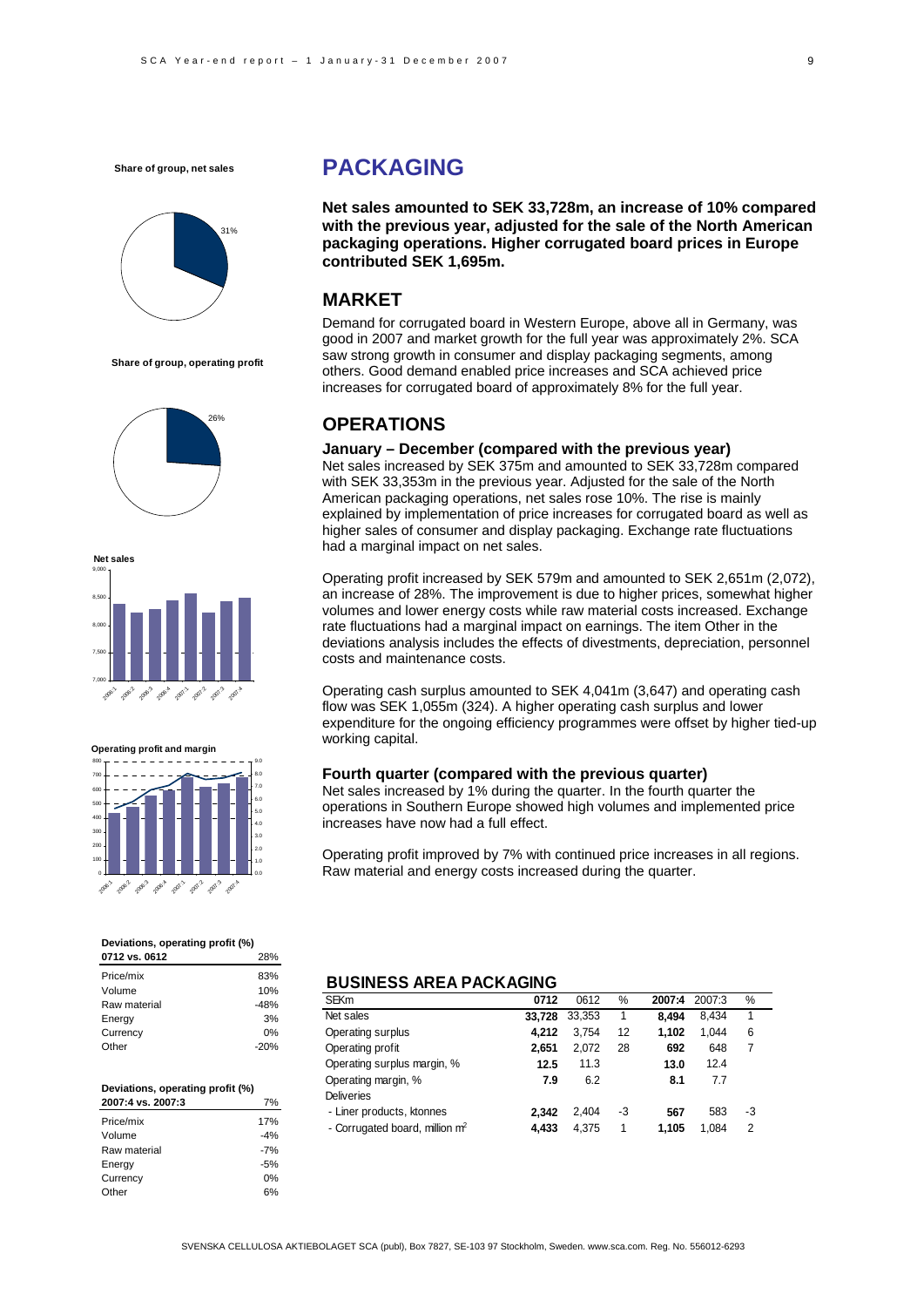# PACKAGING

**Net sales amounted to SEK 33,728m, an increase of 10% compared with the previous year, adjusted for the sale of the North American packaging operations. Higher corrugated board prices in Europe contributed SEK 1,695m.**

## MARKET

Demand for corrugated board in Western Europe, above all in Germany, was good in 2007 and market growth for the full year was approximately 2%. SCA saw strong growth in consumer and display packaging segments, among others. Good demand enabled price increases and SCA achieved price increases for corrugated board of approximately 8% for the full year.

## OPERATIONS

### January – December (compared with the previous year)

Net sales increased by SEK 375m and amounted to SEK 33,728m compared with SEK 33,353m in the previous year. Adjusted for the sale of the North American packaging operations, net sales rose 10%. The rise is mainly explained by implementation of price increases for corrugated board as well as higher sales of consumer and display packaging. Exchange rate fluctuations had a marginal impact on net sales.

Operating profit increased by SEK 579m and amounted to SEK 2,651m (2,072), an increase of 28%. The improvement is due to higher prices, somewhat higher volumes and lower energy costs while raw material costs increased. Exchange rate fluctuations had a marginal impact on earnings. The item Other in the deviations analysis includes the effects of divestments, depreciation, personnel costs and maintenance costs.

Operating cash surplus amounted to SEK 4,041m (3,647) and operating cash flow was SEK 1,055m (324). A higher operating cash surplus and lower expenditure for the ongoing efficiency programmes were offset by higher tied-up working capital.

### Fourth quarter (compared with the previous quarter)

Net sales increased by 1% during the quarter. In the fourth quarter the operations in Southern Europe showed high volumes and implemented price increases have now had a full effect.

Operating profit improved by 7% with continued price increases in all regions. Raw material and energy costs increased during the quarter.

**Share of group, net sales**: 31%

**Share of group, operating profit**: 26%

**Deviations, operating profit (%)**

| 0712 vs. 0612 | 28% |
|---|---|
| Price/mix | 83% |
| Volume | 10% |
| Raw material | -48% |
| Energy | 3% |
| Currency | 0% |
| Other | -20% |

**Deviations, operating profit (%)**

| 2007:4 vs. 2007:3 | 7% |
|---|---|
| Price/mix | 17% |
| Volume | -4% |
| Raw material | -7% |
| Energy | -5% |
| Currency | 0% |
| Other | 6% |

## BUSINESS AREA PACKAGING

| SEKm | 0712 | 0612 | % | 2007:4 | 2007:3 | % |
|---|---|---|---|---|---|---|
| Net sales | **33,728** | 33,353 | 1 | **8,494** | 8,434 | 1 |
| Operating surplus | **4,212** | 3,754 | 12 | **1,102** | 1,044 | 6 |
| Operating profit | **2,651** | 2,072 | 28 | **692** | 648 | 7 |
| Operating surplus margin, % | **12.5** | 11.3 | | **13.0** | 12.4 | |
| Operating margin, % | **7.9** | 6.2 | | **8.1** | 7.7 | |
| Deliveries | | | | | | |
| - Liner products, ktonnes | **2,342** | 2,404 | -3 | **567** | 583 | -3 |
| - Corrugated board, million m² | **4,433** | 4,375 | 1 | **1,105** | 1,084 | 2 |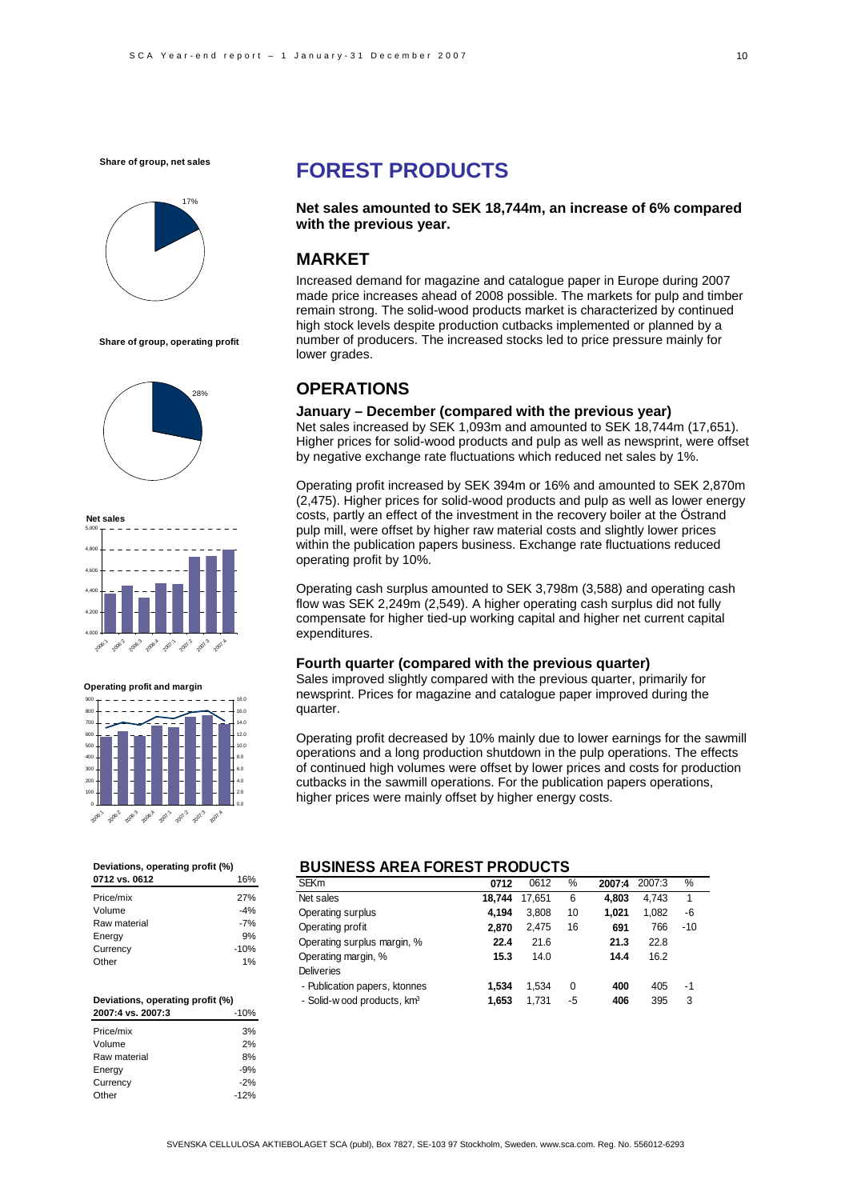**Share of group, net sales**

17%

**Share of group, operating profit**

28%

**Net sales**

**Operating profit and margin**

**Deviations, operating profit (%)**

| 0712 vs. 0612 | 16% |
|---|---|
| Price/mix | 27% |
| Volume | -4% |
| Raw material | -7% |
| Energy | 9% |
| Currency | -10% |
| Other | 1% |

**Deviations, operating profit (%)**

| 2007:4 vs. 2007:3 | -10% |
|---|---|
| Price/mix | 3% |
| Volume | 2% |
| Raw material | 8% |
| Energy | -9% |
| Currency | -2% |
| Other | -12% |

# FOREST PRODUCTS

**Net sales amounted to SEK 18,744m, an increase of 6% compared with the previous year.**

## MARKET

Increased demand for magazine and catalogue paper in Europe during 2007 made price increases ahead of 2008 possible. The markets for pulp and timber remain strong. The solid-wood products market is characterized by continued high stock levels despite production cutbacks implemented or planned by a number of producers. The increased stocks led to price pressure mainly for lower grades.

## OPERATIONS

### January – December (compared with the previous year)

Net sales increased by SEK 1,093m and amounted to SEK 18,744m (17,651). Higher prices for solid-wood products and pulp as well as newsprint, were offset by negative exchange rate fluctuations which reduced net sales by 1%.

Operating profit increased by SEK 394m or 16% and amounted to SEK 2,870m (2,475). Higher prices for solid-wood products and pulp as well as lower energy costs, partly an effect of the investment in the recovery boiler at the Östrand pulp mill, were offset by higher raw material costs and slightly lower prices within the publication papers business. Exchange rate fluctuations reduced operating profit by 10%.

Operating cash surplus amounted to SEK 3,798m (3,588) and operating cash flow was SEK 2,249m (2,549). A higher operating cash surplus did not fully compensate for higher tied-up working capital and higher net current capital expenditures.

### Fourth quarter (compared with the previous quarter)

Sales improved slightly compared with the previous quarter, primarily for newsprint. Prices for magazine and catalogue paper improved during the quarter.

Operating profit decreased by 10% mainly due to lower earnings for the sawmill operations and a long production shutdown in the pulp operations. The effects of continued high volumes were offset by lower prices and costs for production cutbacks in the sawmill operations. For the publication papers operations, higher prices were mainly offset by higher energy costs.

## BUSINESS AREA FOREST PRODUCTS

| SEKm | 0712 | 0612 | % | 2007:4 | 2007:3 | % |
|---|---|---|---|---|---|---|
| Net sales | **18,744** | 17,651 | 6 | **4,803** | 4,743 | 1 |
| Operating surplus | **4,194** | 3,808 | 10 | **1,021** | 1,082 | -6 |
| Operating profit | **2,870** | 2,475 | 16 | **691** | 766 | -10 |
| Operating surplus margin, % | **22.4** | 21.6 | | **21.3** | 22.8 | |
| Operating margin, % | **15.3** | 14.0 | | **14.4** | 16.2 | |
| Deliveries | | | | | | |
| - Publication papers, ktonnes | **1,534** | 1,534 | 0 | **400** | 405 | -1 |
| - Solid-wood products, km³ | **1,653** | 1,731 | -5 | **406** | 395 | 3 |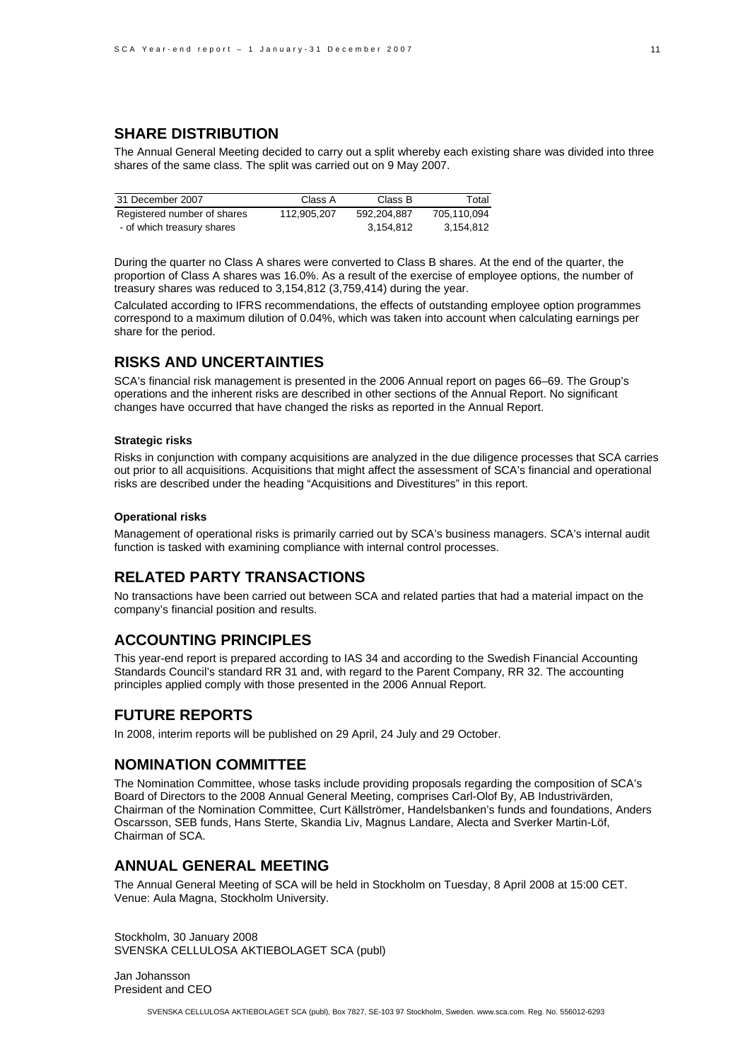## SHARE DISTRIBUTION

The Annual General Meeting decided to carry out a split whereby each existing share was divided into three shares of the same class. The split was carried out on 9 May 2007.

| 31 December 2007 | Class A | Class B | Total |
|---|---|---|---|
| Registered number of shares | 112,905,207 | 592,204,887 | 705,110,094 |
| - of which treasury shares | | 3,154,812 | 3,154,812 |

During the quarter no Class A shares were converted to Class B shares. At the end of the quarter, the proportion of Class A shares was 16.0%. As a result of the exercise of employee options, the number of treasury shares was reduced to 3,154,812 (3,759,414) during the year.

Calculated according to IFRS recommendations, the effects of outstanding employee option programmes correspond to a maximum dilution of 0.04%, which was taken into account when calculating earnings per share for the period.

## RISKS AND UNCERTAINTIES

SCA's financial risk management is presented in the 2006 Annual report on pages 66–69. The Group's operations and the inherent risks are described in other sections of the Annual Report. No significant changes have occurred that have changed the risks as reported in the Annual Report.

#### Strategic risks

Risks in conjunction with company acquisitions are analyzed in the due diligence processes that SCA carries out prior to all acquisitions. Acquisitions that might affect the assessment of SCA's financial and operational risks are described under the heading "Acquisitions and Divestitures" in this report.

#### Operational risks

Management of operational risks is primarily carried out by SCA's business managers. SCA's internal audit function is tasked with examining compliance with internal control processes.

## RELATED PARTY TRANSACTIONS

No transactions have been carried out between SCA and related parties that had a material impact on the company's financial position and results.

## ACCOUNTING PRINCIPLES

This year-end report is prepared according to IAS 34 and according to the Swedish Financial Accounting Standards Council's standard RR 31 and, with regard to the Parent Company, RR 32. The accounting principles applied comply with those presented in the 2006 Annual Report.

## FUTURE REPORTS

In 2008, interim reports will be published on 29 April, 24 July and 29 October.

## NOMINATION COMMITTEE

The Nomination Committee, whose tasks include providing proposals regarding the composition of SCA's Board of Directors to the 2008 Annual General Meeting, comprises Carl-Olof By, AB Industrivärden, Chairman of the Nomination Committee, Curt Källströmer, Handelsbanken's funds and foundations, Anders Oscarsson, SEB funds, Hans Sterte, Skandia Liv, Magnus Landare, Alecta and Sverker Martin-Löf, Chairman of SCA.

## ANNUAL GENERAL MEETING

The Annual General Meeting of SCA will be held in Stockholm on Tuesday, 8 April 2008 at 15:00 CET. Venue: Aula Magna, Stockholm University.

Stockholm, 30 January 2008
SVENSKA CELLULOSA AKTIEBOLAGET SCA (publ)

Jan Johansson
President and CEO

SVENSKA CELLULOSA AKTIEBOLAGET SCA (publ), Box 7827, SE-103 97 Stockholm, Sweden. www.sca.com. Reg. No. 556012-6293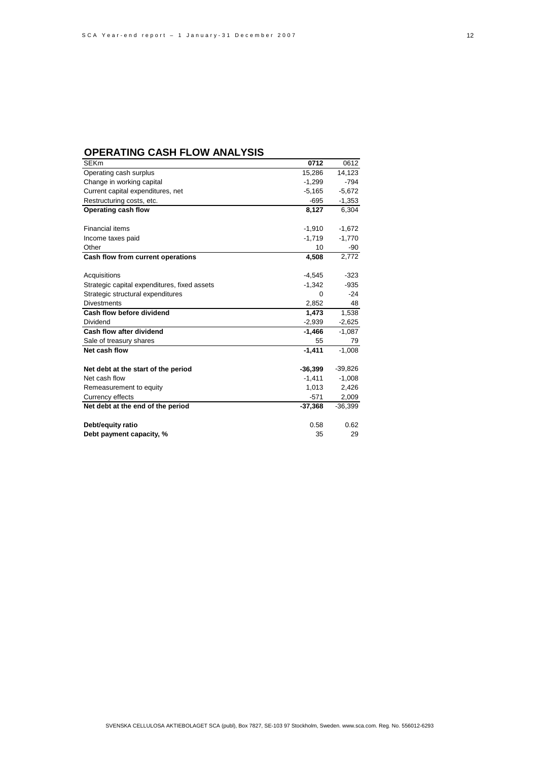## OPERATING CASH FLOW ANALYSIS

| SEKm | **0712** | 0612 |
|---|---|---|
| Operating cash surplus | 15,286 | 14,123 |
| Change in working capital | -1,299 | -794 |
| Current capital expenditures, net | -5,165 | -5,672 |
| Restructuring costs, etc. | -695 | -1,353 |
| **Operating cash flow** | **8,127** | 6,304 |
| | | |
| Financial items | -1,910 | -1,672 |
| Income taxes paid | -1,719 | -1,770 |
| Other | 10 | -90 |
| **Cash flow from current operations** | **4,508** | 2,772 |
| | | |
| Acquisitions | -4,545 | -323 |
| Strategic capital expenditures, fixed assets | -1,342 | -935 |
| Strategic structural expenditures | 0 | -24 |
| Divestments | 2,852 | 48 |
| **Cash flow before dividend** | **1,473** | 1,538 |
| Dividend | -2,939 | -2,625 |
| **Cash flow after dividend** | **-1,466** | -1,087 |
| Sale of treasury shares | 55 | 79 |
| **Net cash flow** | **-1,411** | -1,008 |
| | | |
| **Net debt at the start of the period** | **-36,399** | -39,826 |
| Net cash flow | -1,411 | -1,008 |
| Remeasurement to equity | 1,013 | 2,426 |
| Currency effects | -571 | 2,009 |
| **Net debt at the end of the period** | **-37,368** | -36,399 |
| | | |
| **Debt/equity ratio** | 0.58 | 0.62 |
| **Debt payment capacity, %** | 35 | 29 |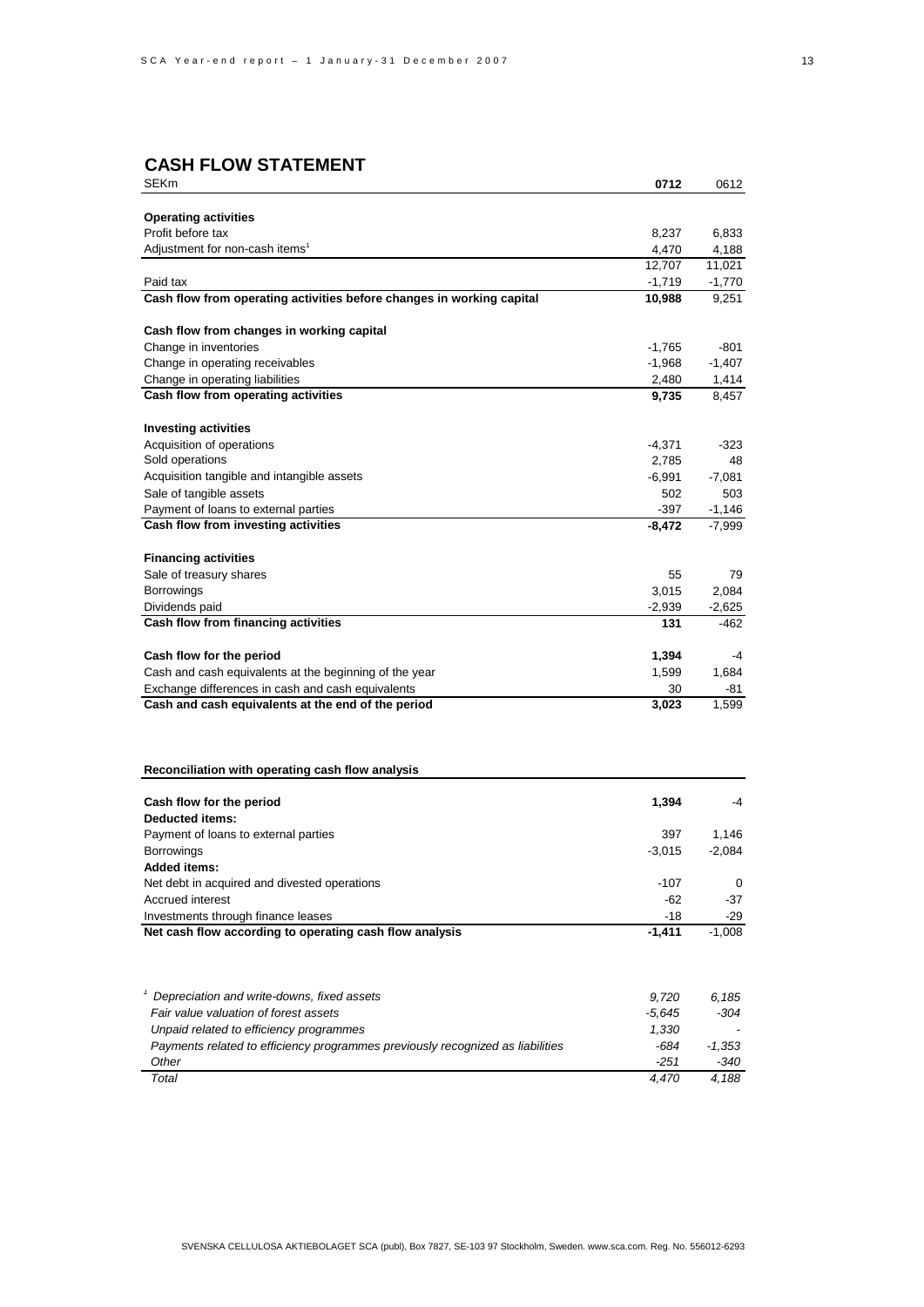## CASH FLOW STATEMENT

| SEKm | 0712 | 0612 |
|---|---|---|
| **Operating activities** | | |
| Profit before tax | 8,237 | 6,833 |
| Adjustment for non-cash items[1] | 4,470 | 4,188 |
| | 12,707 | 11,021 |
| Paid tax | -1,719 | -1,770 |
| **Cash flow from operating activities before changes in working capital** | **10,988** | 9,251 |
| | | |
| **Cash flow from changes in working capital** | | |
| Change in inventories | -1,765 | -801 |
| Change in operating receivables | -1,968 | -1,407 |
| Change in operating liabilities | 2,480 | 1,414 |
| **Cash flow from operating activities** | **9,735** | 8,457 |
| | | |
| **Investing activities** | | |
| Acquisition of operations | -4,371 | -323 |
| Sold operations | 2,785 | 48 |
| Acquisition tangible and intangible assets | -6,991 | -7,081 |
| Sale of tangible assets | 502 | 503 |
| Payment of loans to external parties | -397 | -1,146 |
| **Cash flow from investing activities** | **-8,472** | -7,999 |
| | | |
| **Financing activities** | | |
| Sale of treasury shares | 55 | 79 |
| Borrowings | 3,015 | 2,084 |
| Dividends paid | -2,939 | -2,625 |
| **Cash flow from financing activities** | **131** | -462 |
| | | |
| **Cash flow for the period** | **1,394** | -4 |
| Cash and cash equivalents at the beginning of the year | 1,599 | 1,684 |
| Exchange differences in cash and cash equivalents | 30 | -81 |
| **Cash and cash equivalents at the end of the period** | **3,023** | 1,599 |

### Reconciliation with operating cash flow analysis

| | | |
|---|---|---|
| **Cash flow for the period** | **1,394** | -4 |
| **Deducted items:** | | |
| Payment of loans to external parties | 397 | 1,146 |
| Borrowings | -3,015 | -2,084 |
| **Added items:** | | |
| Net debt in acquired and divested operations | -107 | 0 |
| Accrued interest | -62 | -37 |
| Investments through finance leases | -18 | -29 |
| **Net cash flow according to operating cash flow analysis** | **-1,411** | -1,008 |

| | | |
|---|---|---|
| *[1] Depreciation and write-downs, fixed assets* | *9,720* | *6,185* |
| *Fair value valuation of forest assets* | *-5,645* | *-304* |
| *Unpaid related to efficiency programmes* | *1,330* | *-* |
| *Payments related to efficiency programmes previously recognized as liabilities* | *-684* | *-1,353* |
| *Other* | *-251* | *-340* |
| *Total* | *4,470* | *4,188* |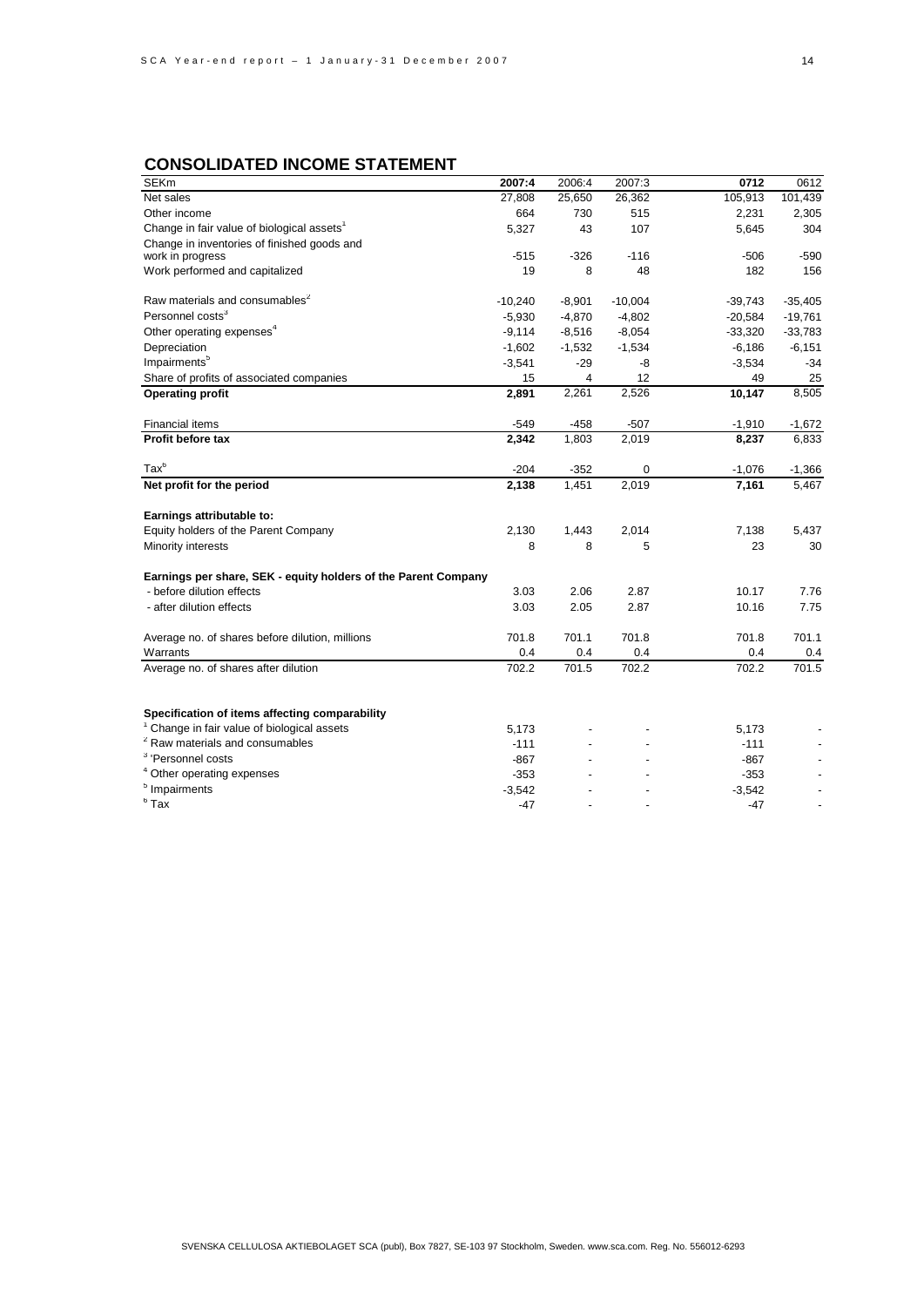## CONSOLIDATED INCOME STATEMENT

| SEKm | 2007:4 | 2006:4 | 2007:3 | 0712 | 0612 |
|---|---|---|---|---|---|
| Net sales | 27,808 | 25,650 | 26,362 | 105,913 | 101,439 |
| Other income | 664 | 730 | 515 | 2,231 | 2,305 |
| Change in fair value of biological assets[1] | 5,327 | 43 | 107 | 5,645 | 304 |
| Change in inventories of finished goods and work in progress | -515 | -326 | -116 | -506 | -590 |
| Work performed and capitalized | 19 | 8 | 48 | 182 | 156 |
| Raw materials and consumables[2] | -10,240 | -8,901 | -10,004 | -39,743 | -35,405 |
| Personnel costs[3] | -5,930 | -4,870 | -4,802 | -20,584 | -19,761 |
| Other operating expenses[4] | -9,114 | -8,516 | -8,054 | -33,320 | -33,783 |
| Depreciation | -1,602 | -1,532 | -1,534 | -6,186 | -6,151 |
| Impairments[5] | -3,541 | -29 | -8 | -3,534 | -34 |
| Share of profits of associated companies | 15 | 4 | 12 | 49 | 25 |
| **Operating profit** | **2,891** | 2,261 | 2,526 | **10,147** | 8,505 |
| Financial items | -549 | -458 | -507 | -1,910 | -1,672 |
| **Profit before tax** | **2,342** | 1,803 | 2,019 | **8,237** | 6,833 |
| Tax[6] | -204 | -352 | 0 | -1,076 | -1,366 |
| **Net profit for the period** | **2,138** | 1,451 | 2,019 | **7,161** | 5,467 |
| **Earnings attributable to:** | | | | | |
| Equity holders of the Parent Company | 2,130 | 1,443 | 2,014 | 7,138 | 5,437 |
| Minority interests | 8 | 8 | 5 | 23 | 30 |
| **Earnings per share, SEK - equity holders of the Parent Company** | | | | | |
| - before dilution effects | 3.03 | 2.06 | 2.87 | 10.17 | 7.76 |
| - after dilution effects | 3.03 | 2.05 | 2.87 | 10.16 | 7.75 |
| Average no. of shares before dilution, millions | 701.8 | 701.1 | 701.8 | 701.8 | 701.1 |
| Warrants | 0.4 | 0.4 | 0.4 | 0.4 | 0.4 |
| Average no. of shares after dilution | 702.2 | 701.5 | 702.2 | 702.2 | 701.5 |

**Specification of items affecting comparability**

| | 2007:4 | 2006:4 | 2007:3 | 0712 | 0612 |
|---|---|---|---|---|---|
| [1] Change in fair value of biological assets | 5,173 | - | - | 5,173 | - |
| [2] Raw materials and consumables | -111 | - | - | -111 | - |
| [3] Personnel costs | -867 | - | - | -867 | - |
| [4] Other operating expenses | -353 | - | - | -353 | - |
| [5] Impairments | -3,542 | - | - | -3,542 | - |
| [6] Tax | -47 | - | - | -47 | - |

SVENSKA CELLULOSA AKTIEBOLAGET SCA (publ), Box 7827, SE-103 97 Stockholm, Sweden. www.sca.com. Reg. No. 556012-6293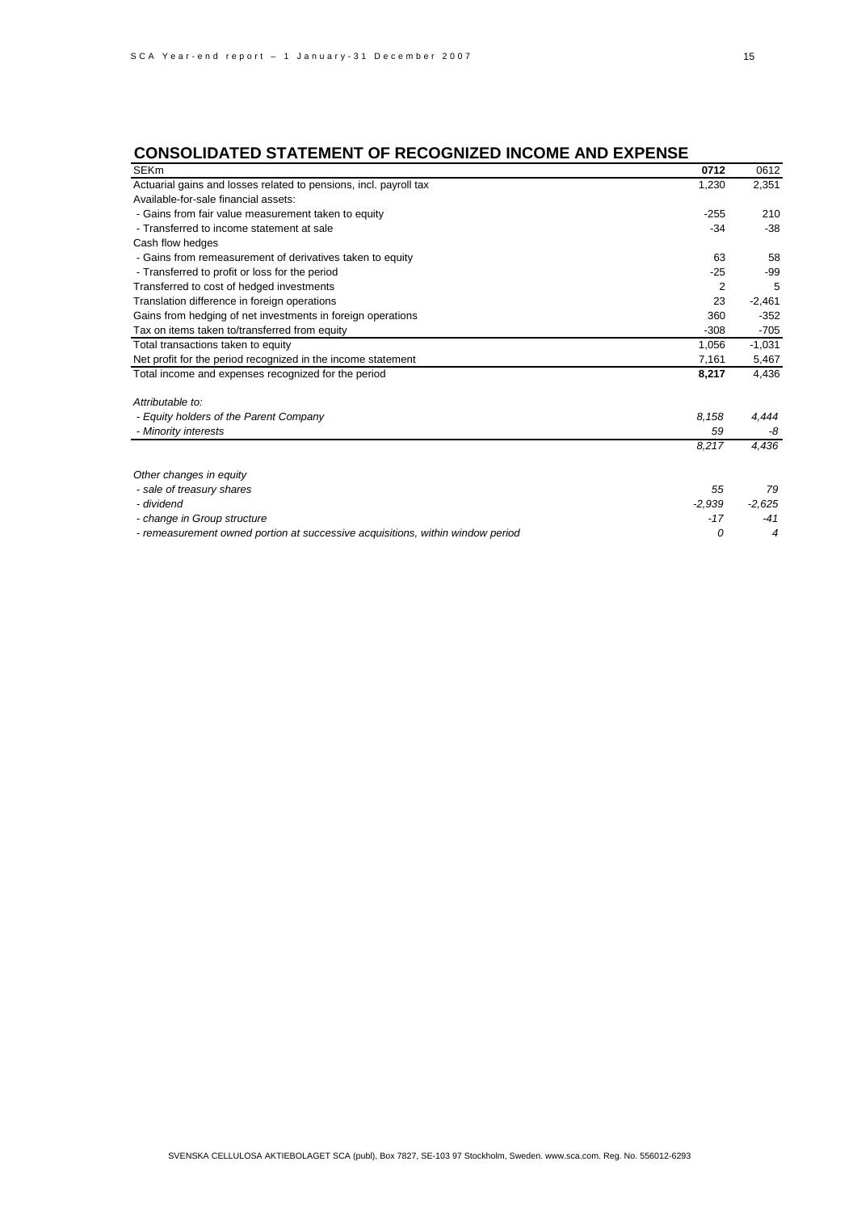## CONSOLIDATED STATEMENT OF RECOGNIZED INCOME AND EXPENSE

| SEKm | **0712** | 0612 |
|---|---|---|
| Actuarial gains and losses related to pensions, incl. payroll tax | 1,230 | 2,351 |
| Available-for-sale financial assets: | | |
| - Gains from fair value measurement taken to equity | -255 | 210 |
| - Transferred to income statement at sale | -34 | -38 |
| Cash flow hedges | | |
| - Gains from remeasurement of derivatives taken to equity | 63 | 58 |
| - Transferred to profit or loss for the period | -25 | -99 |
| Transferred to cost of hedged investments | 2 | 5 |
| Translation difference in foreign operations | 23 | -2,461 |
| Gains from hedging of net investments in foreign operations | 360 | -352 |
| Tax on items taken to/transferred from equity | -308 | -705 |
| Total transactions taken to equity | 1,056 | -1,031 |
| Net profit for the period recognized in the income statement | 7,161 | 5,467 |
| Total income and expenses recognized for the period | **8,217** | 4,436 |
| | | |
| *Attributable to:* | | |
| *- Equity holders of the Parent Company* | *8,158* | *4,444* |
| *- Minority interests* | *59* | *-8* |
| | *8,217* | *4,436* |
| | | |
| *Other changes in equity* | | |
| *- sale of treasury shares* | *55* | *79* |
| *- dividend* | *-2,939* | *-2,625* |
| *- change in Group structure* | *-17* | *-41* |
| *- remeasurement owned portion at successive acquisitions, within window period* | *0* | *4* |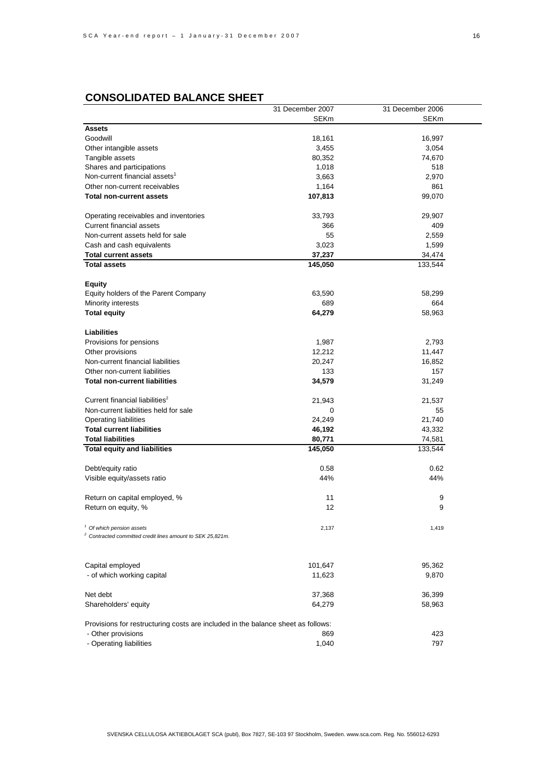## CONSOLIDATED BALANCE SHEET

| | 31 December 2007 | 31 December 2006 |
|---|---|---|
| | SEKm | SEKm |
| **Assets** | | |
| Goodwill | 18,161 | 16,997 |
| Other intangible assets | 3,455 | 3,054 |
| Tangible assets | 80,352 | 74,670 |
| Shares and participations | 1,018 | 518 |
| Non-current financial assets[1] | 3,663 | 2,970 |
| Other non-current receivables | 1,164 | 861 |
| **Total non-current assets** | **107,813** | 99,070 |
| | | |
| Operating receivables and inventories | 33,793 | 29,907 |
| Current financial assets | 366 | 409 |
| Non-current assets held for sale | 55 | 2,559 |
| Cash and cash equivalents | 3,023 | 1,599 |
| **Total current assets** | **37,237** | 34,474 |
| **Total assets** | **145,050** | 133,544 |
| | | |
| **Equity** | | |
| Equity holders of the Parent Company | 63,590 | 58,299 |
| Minority interests | 689 | 664 |
| **Total equity** | **64,279** | 58,963 |
| | | |
| **Liabilities** | | |
| Provisions for pensions | 1,987 | 2,793 |
| Other provisions | 12,212 | 11,447 |
| Non-current financial liabilities | 20,247 | 16,852 |
| Other non-current liabilities | 133 | 157 |
| **Total non-current liabilities** | **34,579** | 31,249 |
| | | |
| Current financial liabilities[2] | 21,943 | 21,537 |
| Non-current liabilities held for sale | 0 | 55 |
| Operating liabilities | 24,249 | 21,740 |
| **Total current liabilities** | **46,192** | 43,332 |
| **Total liabilities** | **80,771** | 74,581 |
| **Total equity and liabilities** | **145,050** | 133,544 |
| | | |
| Debt/equity ratio | 0.58 | 0.62 |
| Visible equity/assets ratio | 44% | 44% |
| | | |
| Return on capital employed, % | 11 | 9 |
| Return on equity, % | 12 | 9 |
| | | |
| [1] *Of which pension assets* | 2,137 | 1,419 |

[2] *Contracted committed credit lines amount to SEK 25,821m.*

| | | |
|---|---|---|
| Capital employed | 101,647 | 95,362 |
| - of which working capital | 11,623 | 9,870 |
| | | |
| Net debt | 37,368 | 36,399 |
| Shareholders' equity | 64,279 | 58,963 |
| | | |
| Provisions for restructuring costs are included in the balance sheet as follows: | | |
| - Other provisions | 869 | 423 |
| - Operating liabilities | 1,040 | 797 |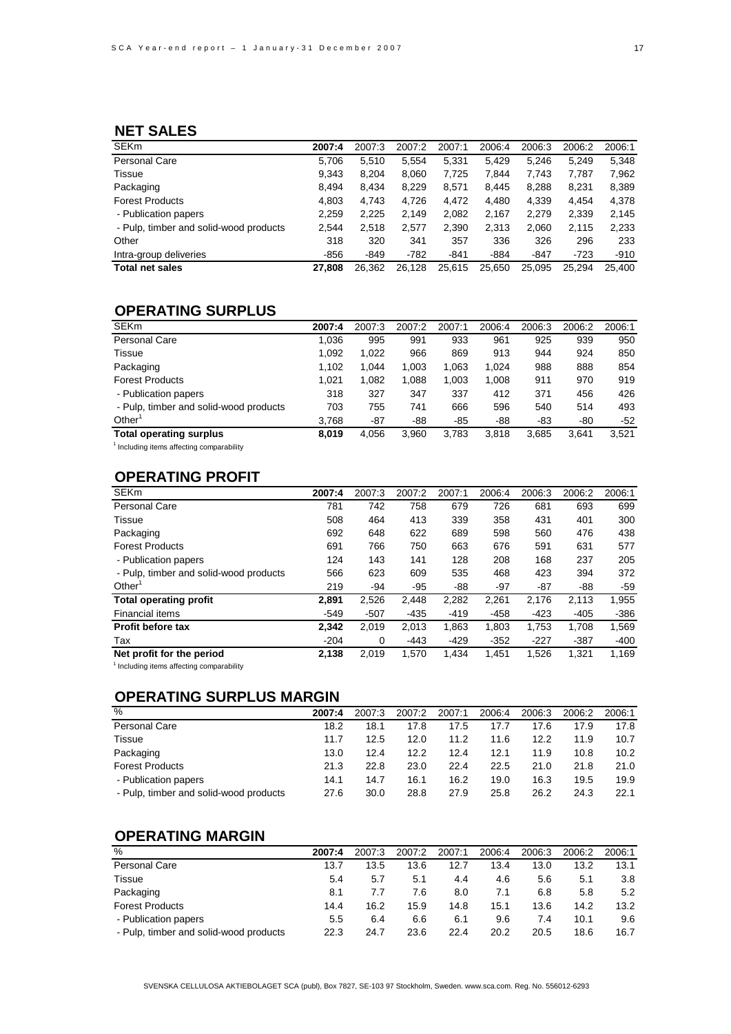## NET SALES

| SEKm | **2007:4** | 2007:3 | 2007:2 | 2007:1 | 2006:4 | 2006:3 | 2006:2 | 2006:1 |
|---|---|---|---|---|---|---|---|---|
| Personal Care | 5,706 | 5,510 | 5,554 | 5,331 | 5,429 | 5,246 | 5,249 | 5,348 |
| Tissue | 9,343 | 8,204 | 8,060 | 7,725 | 7,844 | 7,743 | 7,787 | 7,962 |
| Packaging | 8,494 | 8,434 | 8,229 | 8,571 | 8,445 | 8,288 | 8,231 | 8,389 |
| Forest Products | 4,803 | 4,743 | 4,726 | 4,472 | 4,480 | 4,339 | 4,454 | 4,378 |
| - Publication papers | 2,259 | 2,225 | 2,149 | 2,082 | 2,167 | 2,279 | 2,339 | 2,145 |
| - Pulp, timber and solid-wood products | 2,544 | 2,518 | 2,577 | 2,390 | 2,313 | 2,060 | 2,115 | 2,233 |
| Other | 318 | 320 | 341 | 357 | 336 | 326 | 296 | 233 |
| Intra-group deliveries | -856 | -849 | -782 | -841 | -884 | -847 | -723 | -910 |
| **Total net sales** | **27,808** | 26,362 | 26,128 | 25,615 | 25,650 | 25,095 | 25,294 | 25,400 |

## OPERATING SURPLUS

| SEKm | **2007:4** | 2007:3 | 2007:2 | 2007:1 | 2006:4 | 2006:3 | 2006:2 | 2006:1 |
|---|---|---|---|---|---|---|---|---|
| Personal Care | 1,036 | 995 | 991 | 933 | 961 | 925 | 939 | 950 |
| Tissue | 1,092 | 1,022 | 966 | 869 | 913 | 944 | 924 | 850 |
| Packaging | 1,102 | 1,044 | 1,003 | 1,063 | 1,024 | 988 | 888 | 854 |
| Forest Products | 1,021 | 1,082 | 1,088 | 1,003 | 1,008 | 911 | 970 | 919 |
| - Publication papers | 318 | 327 | 347 | 337 | 412 | 371 | 456 | 426 |
| - Pulp, timber and solid-wood products | 703 | 755 | 741 | 666 | 596 | 540 | 514 | 493 |
| Other[1] | 3,768 | -87 | -88 | -85 | -88 | -83 | -80 | -52 |
| **Total operating surplus** | **8,019** | 4,056 | 3,960 | 3,783 | 3,818 | 3,685 | 3,641 | 3,521 |

[1] Including items affecting comparability

## OPERATING PROFIT

| SEKm | **2007:4** | 2007:3 | 2007:2 | 2007:1 | 2006:4 | 2006:3 | 2006:2 | 2006:1 |
|---|---|---|---|---|---|---|---|---|
| Personal Care | 781 | 742 | 758 | 679 | 726 | 681 | 693 | 699 |
| Tissue | 508 | 464 | 413 | 339 | 358 | 431 | 401 | 300 |
| Packaging | 692 | 648 | 622 | 689 | 598 | 560 | 476 | 438 |
| Forest Products | 691 | 766 | 750 | 663 | 676 | 591 | 631 | 577 |
| - Publication papers | 124 | 143 | 141 | 128 | 208 | 168 | 237 | 205 |
| - Pulp, timber and solid-wood products | 566 | 623 | 609 | 535 | 468 | 423 | 394 | 372 |
| Other[1] | 219 | -94 | -95 | -88 | -97 | -87 | -88 | -59 |
| **Total operating profit** | **2,891** | 2,526 | 2,448 | 2,282 | 2,261 | 2,176 | 2,113 | 1,955 |
| Financial items | -549 | -507 | -435 | -419 | -458 | -423 | -405 | -386 |
| **Profit before tax** | **2,342** | 2,019 | 2,013 | 1,863 | 1,803 | 1,753 | 1,708 | 1,569 |
| Tax | -204 | 0 | -443 | -429 | -352 | -227 | -387 | -400 |
| **Net profit for the period** | **2,138** | 2,019 | 1,570 | 1,434 | 1,451 | 1,526 | 1,321 | 1,169 |

[1] Including items affecting comparability

## OPERATING SURPLUS MARGIN

| % | **2007:4** | 2007:3 | 2007:2 | 2007:1 | 2006:4 | 2006:3 | 2006:2 | 2006:1 |
|---|---|---|---|---|---|---|---|---|
| Personal Care | 18.2 | 18.1 | 17.8 | 17.5 | 17.7 | 17.6 | 17.9 | 17.8 |
| Tissue | 11.7 | 12.5 | 12.0 | 11.2 | 11.6 | 12.2 | 11.9 | 10.7 |
| Packaging | 13.0 | 12.4 | 12.2 | 12.4 | 12.1 | 11.9 | 10.8 | 10.2 |
| Forest Products | 21.3 | 22.8 | 23.0 | 22.4 | 22.5 | 21.0 | 21.8 | 21.0 |
| - Publication papers | 14.1 | 14.7 | 16.1 | 16.2 | 19.0 | 16.3 | 19.5 | 19.9 |
| - Pulp, timber and solid-wood products | 27.6 | 30.0 | 28.8 | 27.9 | 25.8 | 26.2 | 24.3 | 22.1 |

## OPERATING MARGIN

| % | **2007:4** | 2007:3 | 2007:2 | 2007:1 | 2006:4 | 2006:3 | 2006:2 | 2006:1 |
|---|---|---|---|---|---|---|---|---|
| Personal Care | 13.7 | 13.5 | 13.6 | 12.7 | 13.4 | 13.0 | 13.2 | 13.1 |
| Tissue | 5.4 | 5.7 | 5.1 | 4.4 | 4.6 | 5.6 | 5.1 | 3.8 |
| Packaging | 8.1 | 7.7 | 7.6 | 8.0 | 7.1 | 6.8 | 5.8 | 5.2 |
| Forest Products | 14.4 | 16.2 | 15.9 | 14.8 | 15.1 | 13.6 | 14.2 | 13.2 |
| - Publication papers | 5.5 | 6.4 | 6.6 | 6.1 | 9.6 | 7.4 | 10.1 | 9.6 |
| - Pulp, timber and solid-wood products | 22.3 | 24.7 | 23.6 | 22.4 | 20.2 | 20.5 | 18.6 | 16.7 |

SVENSKA CELLULOSA AKTIEBOLAGET SCA (publ), Box 7827, SE-103 97 Stockholm, Sweden. www.sca.com. Reg. No. 556012-6293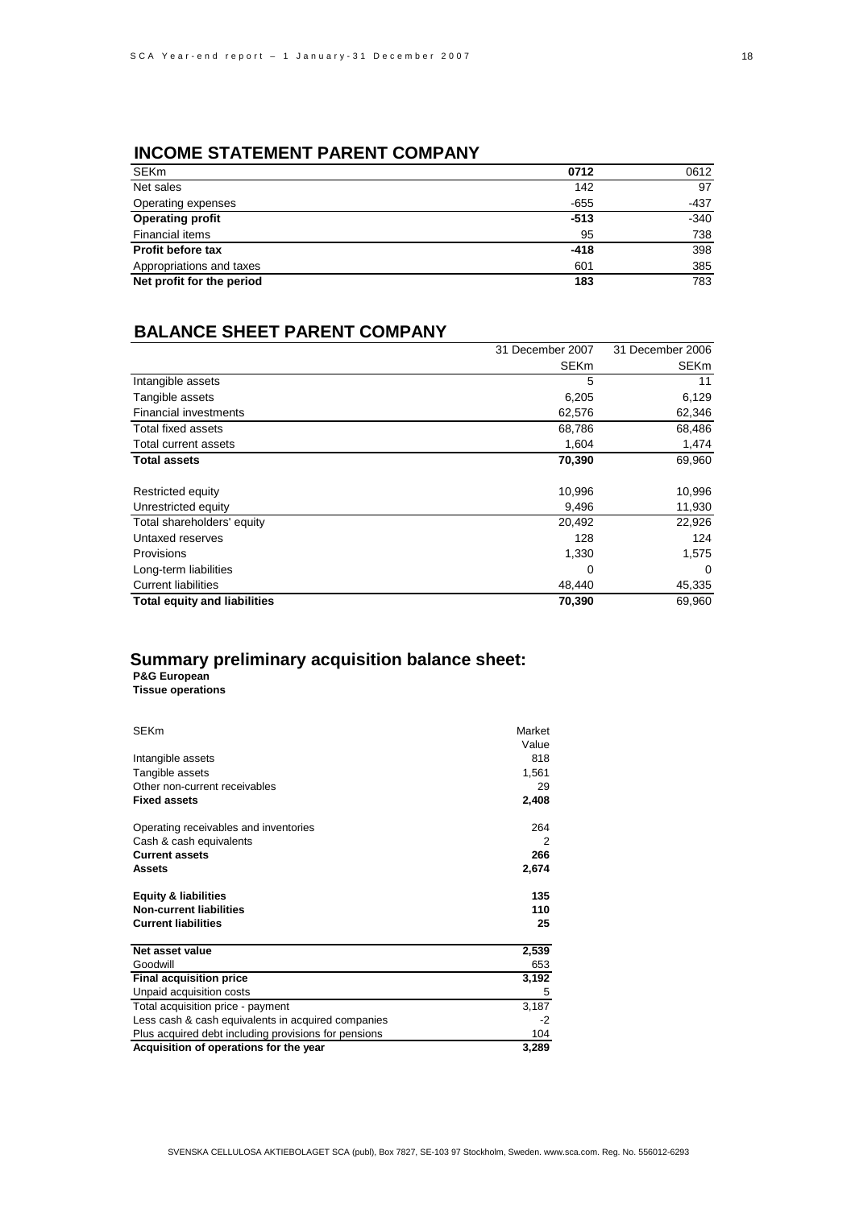## INCOME STATEMENT PARENT COMPANY

| SEKm | **0712** | 0612 |
|---|---|---|
| Net sales | 142 | 97 |
| Operating expenses | -655 | -437 |
| **Operating profit** | **-513** | -340 |
| Financial items | 95 | 738 |
| **Profit before tax** | **-418** | 398 |
| Appropriations and taxes | 601 | 385 |
| **Net profit for the period** | **183** | 783 |

## BALANCE SHEET PARENT COMPANY

| | 31 December 2007 | 31 December 2006 |
|---|---|---|
| | SEKm | SEKm |
| Intangible assets | 5 | 11 |
| Tangible assets | 6,205 | 6,129 |
| Financial investments | 62,576 | 62,346 |
| Total fixed assets | 68,786 | 68,486 |
| Total current assets | 1,604 | 1,474 |
| **Total assets** | **70,390** | 69,960 |
| | | |
| Restricted equity | 10,996 | 10,996 |
| Unrestricted equity | 9,496 | 11,930 |
| Total shareholders' equity | 20,492 | 22,926 |
| Untaxed reserves | 128 | 124 |
| Provisions | 1,330 | 1,575 |
| Long-term liabilities | 0 | 0 |
| Current liabilities | 48,440 | 45,335 |
| **Total equity and liabilities** | **70,390** | 69,960 |

## Summary preliminary acquisition balance sheet:

**P&G European**
**Tissue operations**

| SEKm | Market Value |
|---|---|
| Intangible assets | 818 |
| Tangible assets | 1,561 |
| Other non-current receivables | 29 |
| **Fixed assets** | **2,408** |
| | |
| Operating receivables and inventories | 264 |
| Cash & cash equivalents | 2 |
| **Current assets** | **266** |
| **Assets** | **2,674** |
| | |
| **Equity & liabilities** | **135** |
| **Non-current liabilities** | **110** |
| **Current liabilities** | **25** |
| | |
| **Net asset value** | **2,539** |
| Goodwill | 653 |
| **Final acquisition price** | **3,192** |
| Unpaid acquisition costs | 5 |
| Total acquisition price - payment | 3,187 |
| Less cash & cash equivalents in acquired companies | -2 |
| Plus acquired debt including provisions for pensions | 104 |
| **Acquisition of operations for the year** | **3,289** |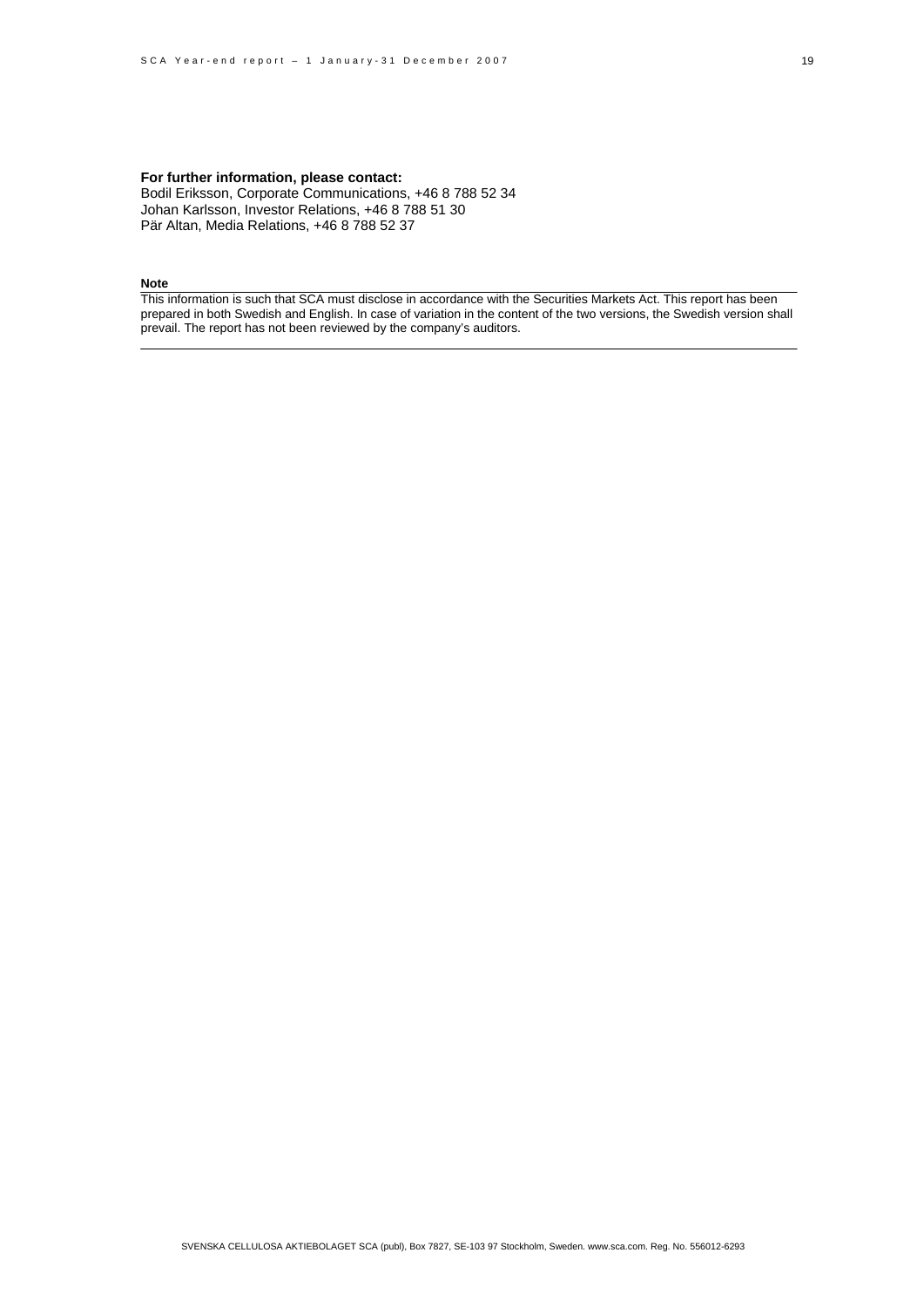**For further information, please contact:**
Bodil Eriksson, Corporate Communications, +46 8 788 52 34
Johan Karlsson, Investor Relations, +46 8 788 51 30
Pär Altan, Media Relations, +46 8 788 52 37

**Note**

This information is such that SCA must disclose in accordance with the Securities Markets Act. This report has been prepared in both Swedish and English. In case of variation in the content of the two versions, the Swedish version shall prevail. The report has not been reviewed by the company's auditors.

SVENSKA CELLULOSA AKTIEBOLAGET SCA (publ), Box 7827, SE-103 97 Stockholm, Sweden. www.sca.com. Reg. No. 556012-6293